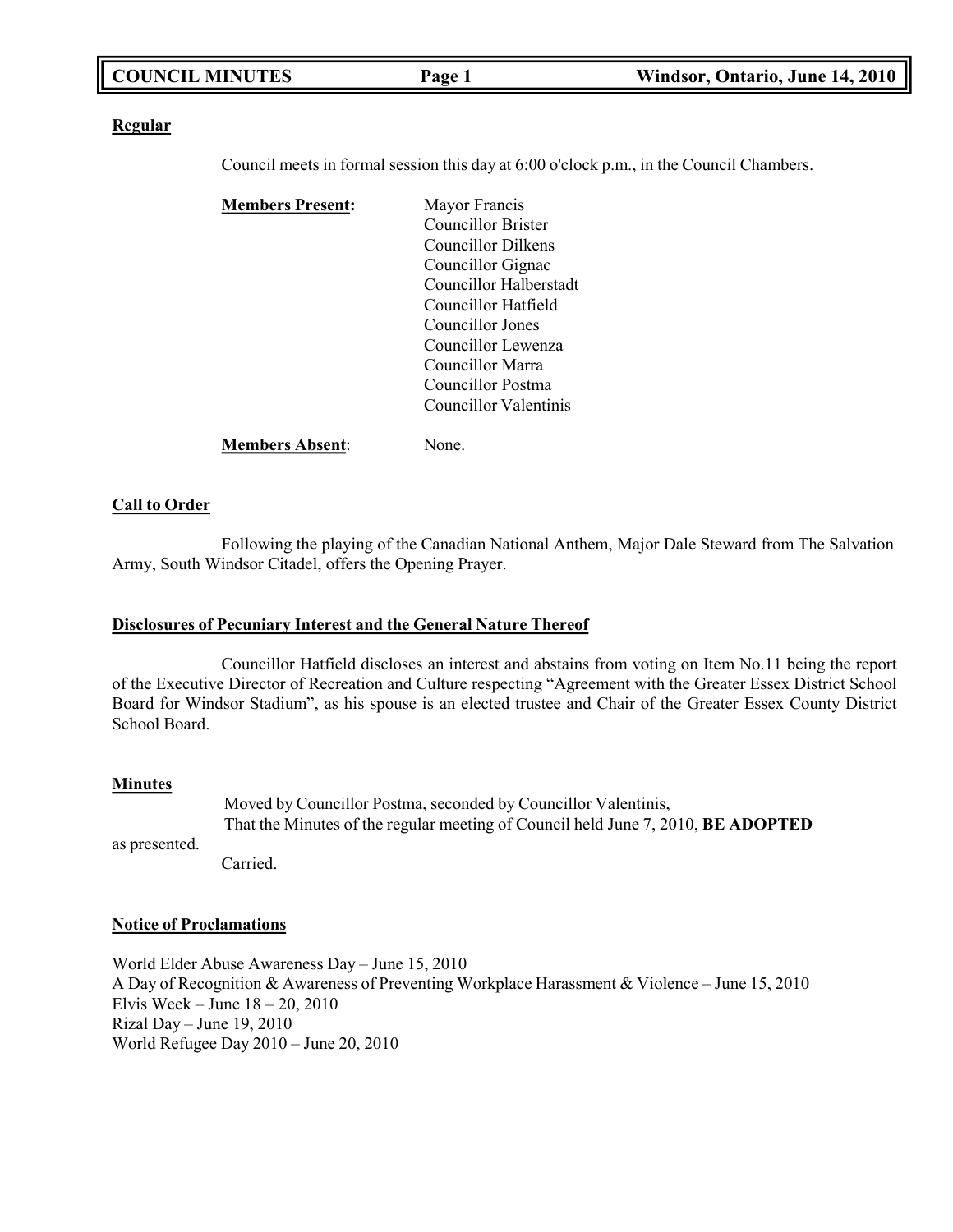**Regular**

Council meets in formal session this day at 6:00 o'clock p.m., in the Council Chambers.

**Members Present:**

- Mayor Francis
- Councillor Brister
- Councillor Dilkens
- Councillor Gignac
- Councillor Halberstadt
- Councillor Hatfield
- Councillor Jones
- Councillor Lewenza
- Councillor Marra
- Councillor Postma
- Councillor Valentinis

**Members Absent**: None.

**Call to Order**

Following the playing of the Canadian National Anthem, Major Dale Steward from The Salvation Army, South Windsor Citadel, offers the Opening Prayer.

**Disclosures of Pecuniary Interest and the General Nature Thereof**

Councillor Hatfield discloses an interest and abstains from voting on Item No.11 being the report of the Executive Director of Recreation and Culture respecting "Agreement with the Greater Essex District School Board for Windsor Stadium", as his spouse is an elected trustee and Chair of the Greater Essex County District School Board.

**Minutes**

Moved by Councillor Postma, seconded by Councillor Valentinis,
That the Minutes of the regular meeting of Council held June 7, 2010, **BE ADOPTED** as presented.
Carried.

**Notice of Proclamations**

World Elder Abuse Awareness Day – June 15, 2010
A Day of Recognition & Awareness of Preventing Workplace Harassment & Violence – June 15, 2010
Elvis Week – June 18 – 20, 2010
Rizal Day – June 19, 2010
World Refugee Day 2010 – June 20, 2010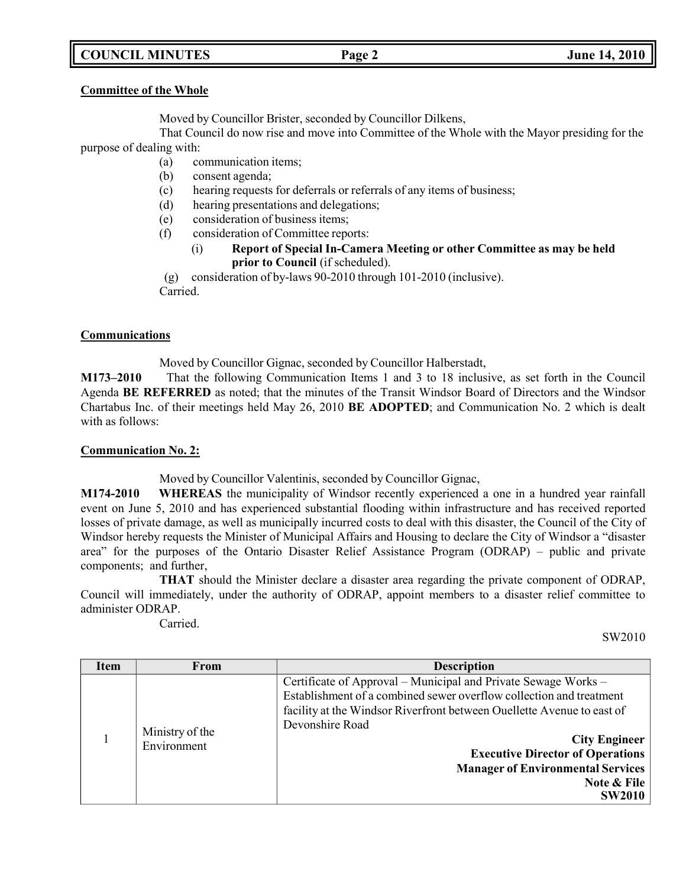**Committee of the Whole**

Moved by Councillor Brister, seconded by Councillor Dilkens,

That Council do now rise and move into Committee of the Whole with the Mayor presiding for the purpose of dealing with:

(a) communication items;
(b) consent agenda;
(c) hearing requests for deferrals or referrals of any items of business;
(d) hearing presentations and delegations;
(e) consideration of business items;
(f) consideration of Committee reports:
 (i) **Report of Special In-Camera Meeting or other Committee as may be held prior to Council** (if scheduled).
(g) consideration of by-laws 90-2010 through 101-2010 (inclusive).

Carried.

**Communications**

Moved by Councillor Gignac, seconded by Councillor Halberstadt,

**M173–2010** That the following Communication Items 1 and 3 to 18 inclusive, as set forth in the Council Agenda **BE REFERRED** as noted; that the minutes of the Transit Windsor Board of Directors and the Windsor Chartabus Inc. of their meetings held May 26, 2010 **BE ADOPTED**; and Communication No. 2 which is dealt with as follows:

**Communication No. 2:**

Moved by Councillor Valentinis, seconded by Councillor Gignac,

**M174-2010** **WHEREAS** the municipality of Windsor recently experienced a one in a hundred year rainfall event on June 5, 2010 and has experienced substantial flooding within infrastructure and has received reported losses of private damage, as well as municipally incurred costs to deal with this disaster, the Council of the City of Windsor hereby requests the Minister of Municipal Affairs and Housing to declare the City of Windsor a "disaster area" for the purposes of the Ontario Disaster Relief Assistance Program (ODRAP) – public and private components; and further,

**THAT** should the Minister declare a disaster area regarding the private component of ODRAP, Council will immediately, under the authority of ODRAP, appoint members to a disaster relief committee to administer ODRAP.

Carried.

SW2010

| Item | From | Description |
|---|---|---|
| 1 | Ministry of the Environment | Certificate of Approval – Municipal and Private Sewage Works – Establishment of a combined sewer overflow collection and treatment facility at the Windsor Riverfront between Ouellette Avenue to east of Devonshire Road<br>**City Engineer**<br>**Executive Director of Operations**<br>**Manager of Environmental Services**<br>**Note & File**<br>**SW2010** |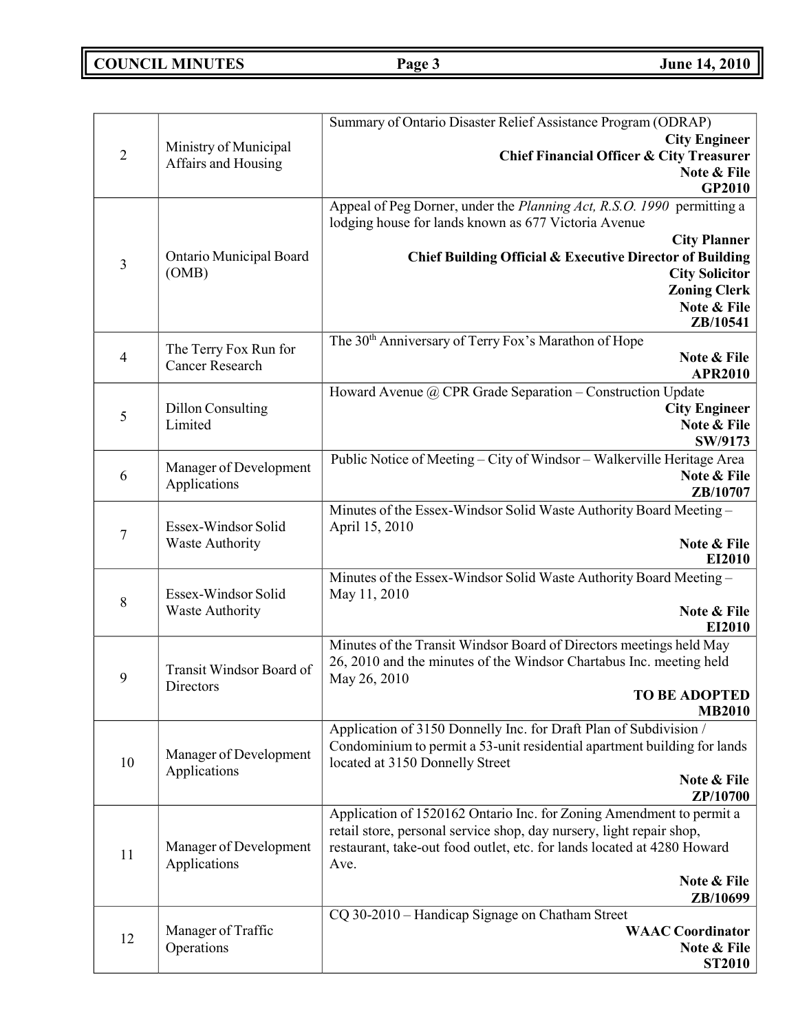| | | |
|---|---|---|
| 2 | Ministry of Municipal Affairs and Housing | Summary of Ontario Disaster Relief Assistance Program (ODRAP)<br>**City Engineer**<br>**Chief Financial Officer & City Treasurer**<br>**Note & File**<br>**GP2010** |
| 3 | Ontario Municipal Board (OMB) | Appeal of Peg Dorner, under the *Planning Act, R.S.O. 1990* permitting a lodging house for lands known as 677 Victoria Avenue<br>**City Planner**<br>**Chief Building Official & Executive Director of Building**<br>**City Solicitor**<br>**Zoning Clerk**<br>**Note & File**<br>**ZB/10541** |
| 4 | The Terry Fox Run for Cancer Research | The 30th Anniversary of Terry Fox's Marathon of Hope<br>**Note & File**<br>**APR2010** |
| 5 | Dillon Consulting Limited | Howard Avenue @ CPR Grade Separation – Construction Update<br>**City Engineer**<br>**Note & File**<br>**SW/9173** |
| 6 | Manager of Development Applications | Public Notice of Meeting – City of Windsor – Walkerville Heritage Area<br>**Note & File**<br>**ZB/10707** |
| 7 | Essex-Windsor Solid Waste Authority | Minutes of the Essex-Windsor Solid Waste Authority Board Meeting – April 15, 2010<br>**Note & File**<br>**EI2010** |
| 8 | Essex-Windsor Solid Waste Authority | Minutes of the Essex-Windsor Solid Waste Authority Board Meeting – May 11, 2010<br>**Note & File**<br>**EI2010** |
| 9 | Transit Windsor Board of Directors | Minutes of the Transit Windsor Board of Directors meetings held May 26, 2010 and the minutes of the Windsor Chartabus Inc. meeting held May 26, 2010<br>**TO BE ADOPTED**<br>**MB2010** |
| 10 | Manager of Development Applications | Application of 3150 Donnelly Inc. for Draft Plan of Subdivision / Condominium to permit a 53-unit residential apartment building for lands located at 3150 Donnelly Street<br>**Note & File**<br>**ZP/10700** |
| 11 | Manager of Development Applications | Application of 1520162 Ontario Inc. for Zoning Amendment to permit a retail store, personal service shop, day nursery, light repair shop, restaurant, take-out food outlet, etc. for lands located at 4280 Howard Ave.<br>**Note & File**<br>**ZB/10699** |
| 12 | Manager of Traffic Operations | CQ 30-2010 – Handicap Signage on Chatham Street<br>**WAAC Coordinator**<br>**Note & File**<br>**ST2010** |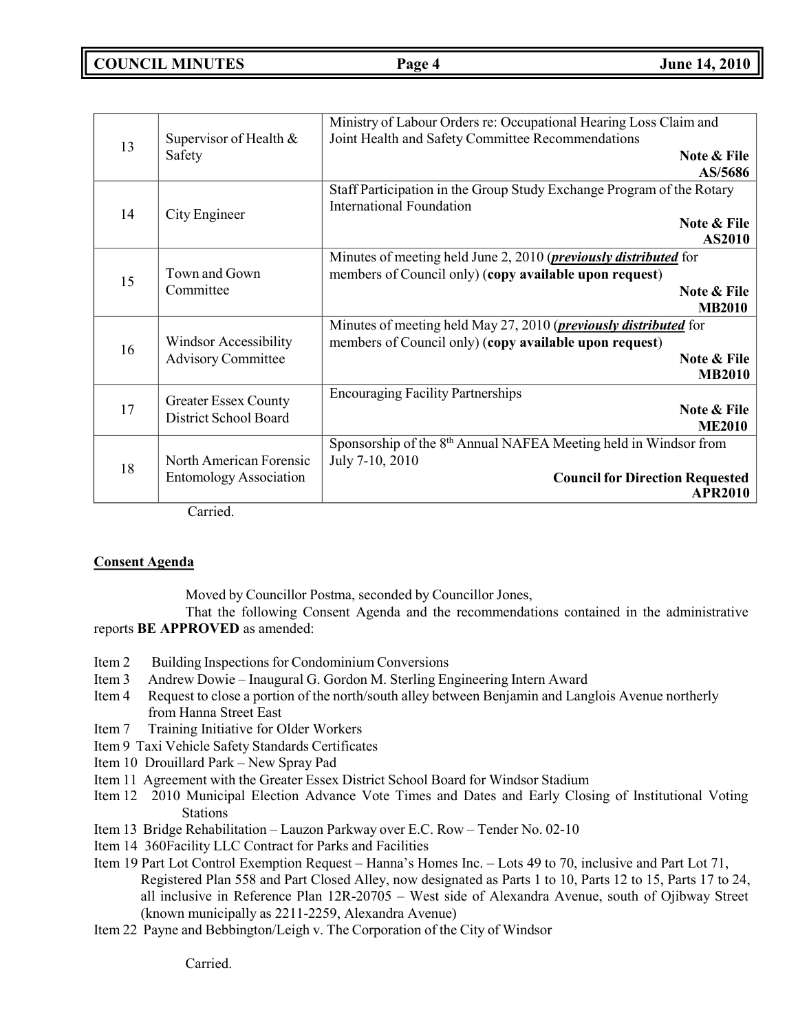| 13 | Supervisor of Health & Safety | Ministry of Labour Orders re: Occupational Hearing Loss Claim and Joint Health and Safety Committee Recommendations **Note & File** **AS/5686** |
|---|---|---|
| 14 | City Engineer | Staff Participation in the Group Study Exchange Program of the Rotary International Foundation **Note & File** **AS2010** |
| 15 | Town and Gown Committee | Minutes of meeting held June 2, 2010 (***previously distributed*** for members of Council only) (**copy available upon request**) **Note & File** **MB2010** |
| 16 | Windsor Accessibility Advisory Committee | Minutes of meeting held May 27, 2010 (***previously distributed*** for members of Council only) (**copy available upon request**) **Note & File** **MB2010** |
| 17 | Greater Essex County District School Board | Encouraging Facility Partnerships **Note & File** **ME2010** |
| 18 | North American Forensic Entomology Association | Sponsorship of the 8th Annual NAFEA Meeting held in Windsor from July 7-10, 2010 **Council for Direction Requested** **APR2010** |

Carried.

**Consent Agenda**

Moved by Councillor Postma, seconded by Councillor Jones,

That the following Consent Agenda and the recommendations contained in the administrative reports **BE APPROVED** as amended:

Item 2 Building Inspections for Condominium Conversions
Item 3 Andrew Dowie – Inaugural G. Gordon M. Sterling Engineering Intern Award
Item 4 Request to close a portion of the north/south alley between Benjamin and Langlois Avenue northerly from Hanna Street East
Item 7 Training Initiative for Older Workers
Item 9 Taxi Vehicle Safety Standards Certificates
Item 10 Drouillard Park – New Spray Pad
Item 11 Agreement with the Greater Essex District School Board for Windsor Stadium
Item 12 2010 Municipal Election Advance Vote Times and Dates and Early Closing of Institutional Voting Stations
Item 13 Bridge Rehabilitation – Lauzon Parkway over E.C. Row – Tender No. 02-10
Item 14 360Facility LLC Contract for Parks and Facilities
Item 19 Part Lot Control Exemption Request – Hanna's Homes Inc. – Lots 49 to 70, inclusive and Part Lot 71, Registered Plan 558 and Part Closed Alley, now designated as Parts 1 to 10, Parts 12 to 15, Parts 17 to 24, all inclusive in Reference Plan 12R-20705 – West side of Alexandra Avenue, south of Ojibway Street (known municipally as 2211-2259, Alexandra Avenue)
Item 22 Payne and Bebbington/Leigh v. The Corporation of the City of Windsor

Carried.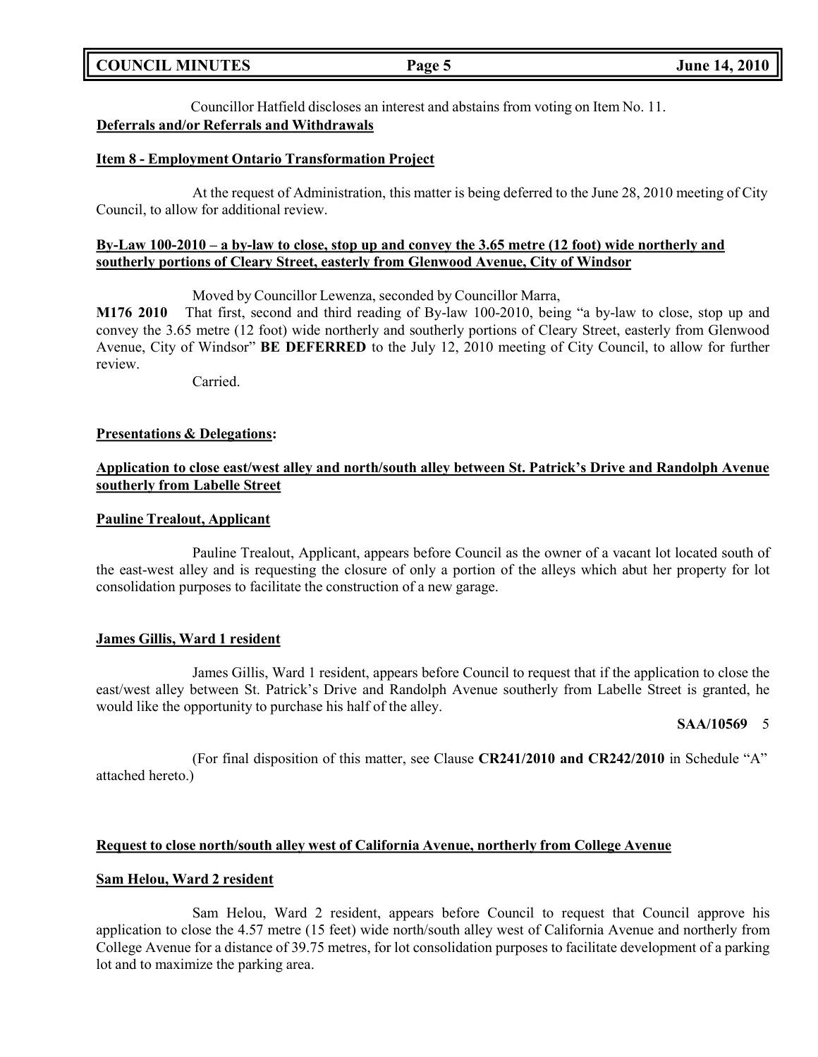Councillor Hatfield discloses an interest and abstains from voting on Item No. 11.

**Deferrals and/or Referrals and Withdrawals**

**Item 8 - Employment Ontario Transformation Project**

At the request of Administration, this matter is being deferred to the June 28, 2010 meeting of City Council, to allow for additional review.

**By-Law 100-2010 – a by-law to close, stop up and convey the 3.65 metre (12 foot) wide northerly and southerly portions of Cleary Street, easterly from Glenwood Avenue, City of Windsor**

Moved by Councillor Lewenza, seconded by Councillor Marra,

**M176 2010** That first, second and third reading of By-law 100-2010, being "a by-law to close, stop up and convey the 3.65 metre (12 foot) wide northerly and southerly portions of Cleary Street, easterly from Glenwood Avenue, City of Windsor" **BE DEFERRED** to the July 12, 2010 meeting of City Council, to allow for further review.

Carried.

**Presentations & Delegations:**

**Application to close east/west alley and north/south alley between St. Patrick's Drive and Randolph Avenue southerly from Labelle Street**

**Pauline Trealout, Applicant**

Pauline Trealout, Applicant, appears before Council as the owner of a vacant lot located south of the east-west alley and is requesting the closure of only a portion of the alleys which abut her property for lot consolidation purposes to facilitate the construction of a new garage.

**James Gillis, Ward 1 resident**

James Gillis, Ward 1 resident, appears before Council to request that if the application to close the east/west alley between St. Patrick's Drive and Randolph Avenue southerly from Labelle Street is granted, he would like the opportunity to purchase his half of the alley.

**SAA/10569** 5

(For final disposition of this matter, see Clause **CR241/2010 and CR242/2010** in Schedule "A" attached hereto.)

**Request to close north/south alley west of California Avenue, northerly from College Avenue**

**Sam Helou, Ward 2 resident**

Sam Helou, Ward 2 resident, appears before Council to request that Council approve his application to close the 4.57 metre (15 feet) wide north/south alley west of California Avenue and northerly from College Avenue for a distance of 39.75 metres, for lot consolidation purposes to facilitate development of a parking lot and to maximize the parking area.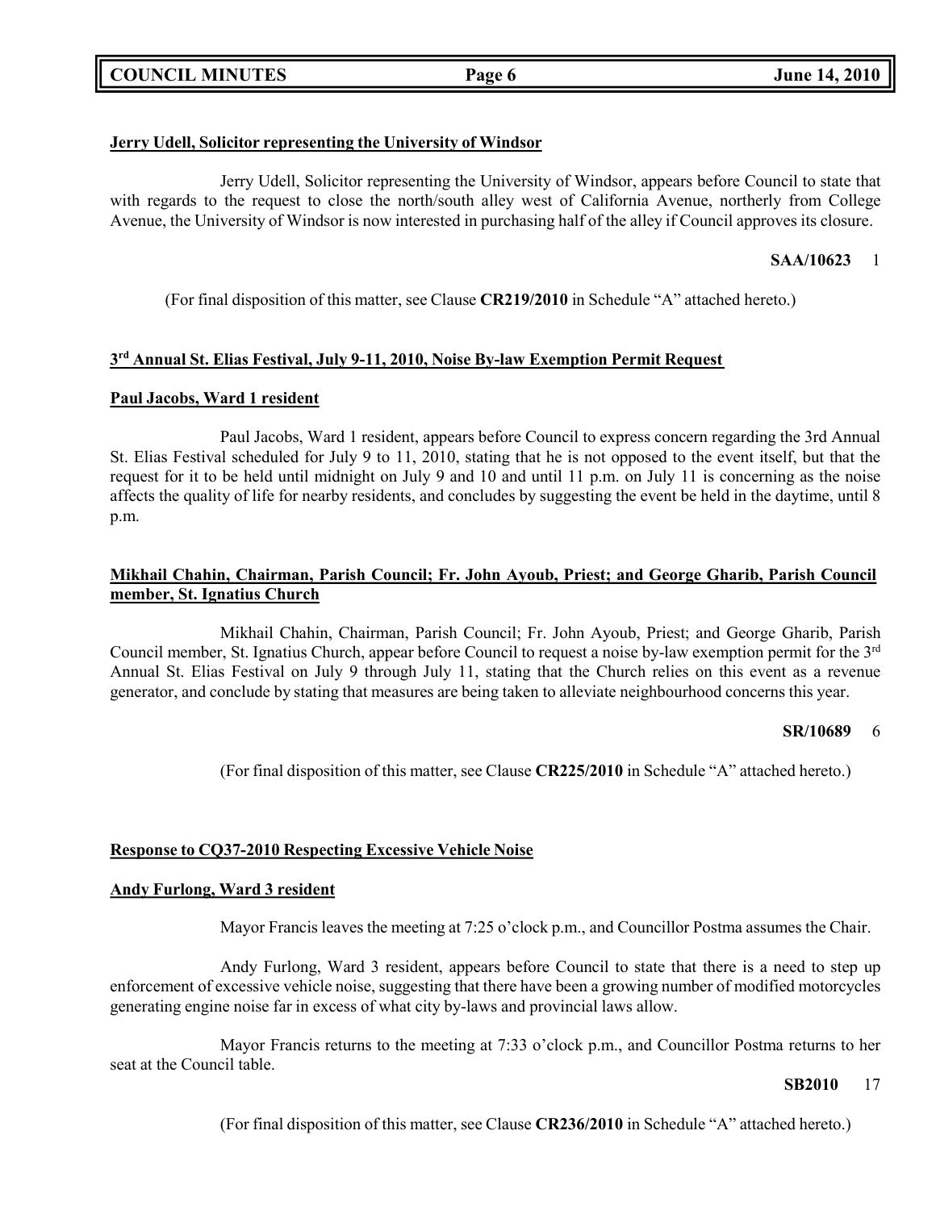**Jerry Udell, Solicitor representing the University of Windsor**

Jerry Udell, Solicitor representing the University of Windsor, appears before Council to state that with regards to the request to close the north/south alley west of California Avenue, northerly from College Avenue, the University of Windsor is now interested in purchasing half of the alley if Council approves its closure.

**SAA/10623** 1

(For final disposition of this matter, see Clause **CR219/2010** in Schedule "A" attached hereto.)

**3rd Annual St. Elias Festival, July 9-11, 2010, Noise By-law Exemption Permit Request**

**Paul Jacobs, Ward 1 resident**

Paul Jacobs, Ward 1 resident, appears before Council to express concern regarding the 3rd Annual St. Elias Festival scheduled for July 9 to 11, 2010, stating that he is not opposed to the event itself, but that the request for it to be held until midnight on July 9 and 10 and until 11 p.m. on July 11 is concerning as the noise affects the quality of life for nearby residents, and concludes by suggesting the event be held in the daytime, until 8 p.m.

**Mikhail Chahin, Chairman, Parish Council; Fr. John Ayoub, Priest; and George Gharib, Parish Council member, St. Ignatius Church**

Mikhail Chahin, Chairman, Parish Council; Fr. John Ayoub, Priest; and George Gharib, Parish Council member, St. Ignatius Church, appear before Council to request a noise by-law exemption permit for the 3rd Annual St. Elias Festival on July 9 through July 11, stating that the Church relies on this event as a revenue generator, and conclude by stating that measures are being taken to alleviate neighbourhood concerns this year.

**SR/10689** 6

(For final disposition of this matter, see Clause **CR225/2010** in Schedule "A" attached hereto.)

**Response to CQ37-2010 Respecting Excessive Vehicle Noise**

**Andy Furlong, Ward 3 resident**

Mayor Francis leaves the meeting at 7:25 o'clock p.m., and Councillor Postma assumes the Chair.

Andy Furlong, Ward 3 resident, appears before Council to state that there is a need to step up enforcement of excessive vehicle noise, suggesting that there have been a growing number of modified motorcycles generating engine noise far in excess of what city by-laws and provincial laws allow.

Mayor Francis returns to the meeting at 7:33 o'clock p.m., and Councillor Postma returns to her seat at the Council table.

**SB2010** 17

(For final disposition of this matter, see Clause **CR236/2010** in Schedule "A" attached hereto.)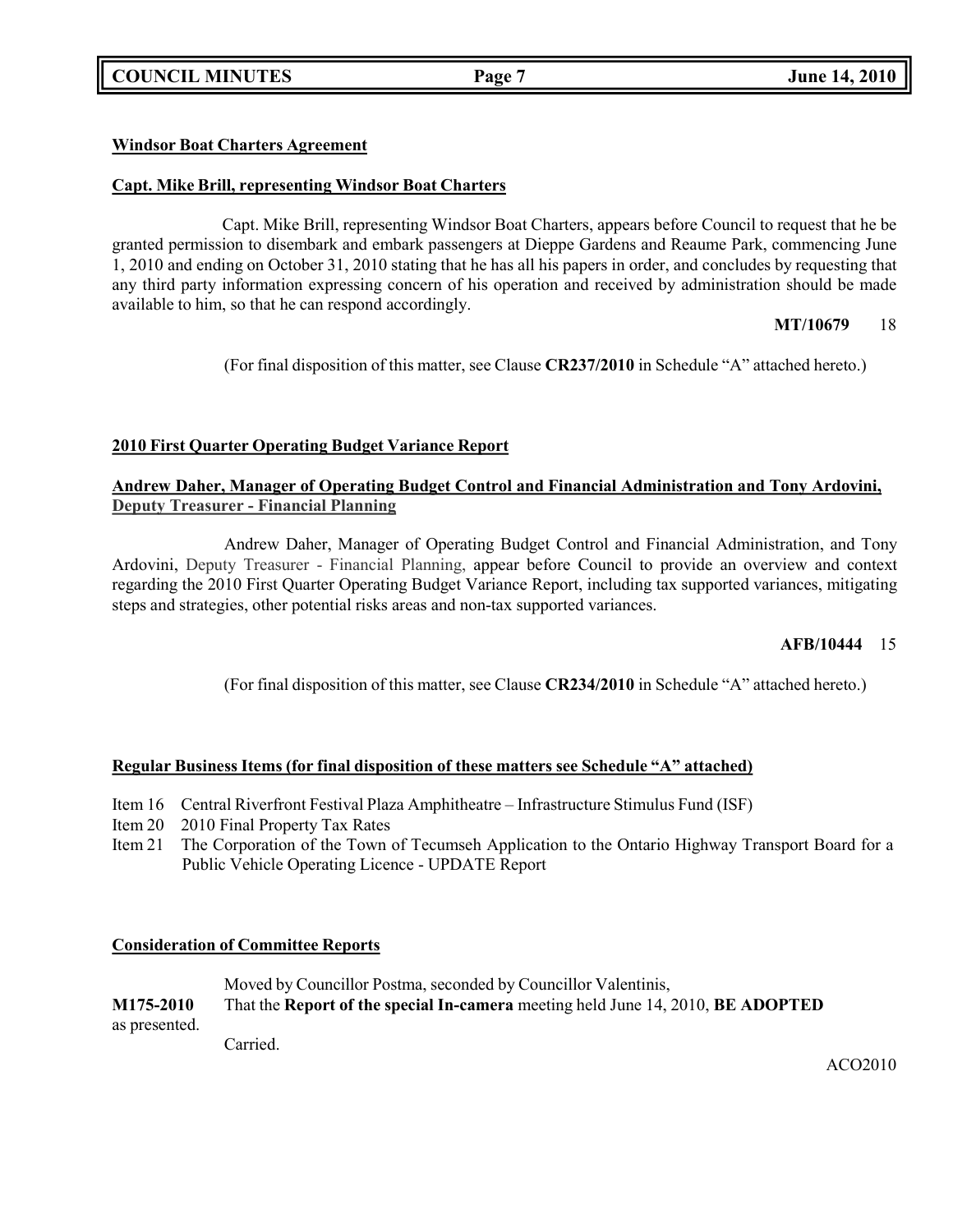**Windsor Boat Charters Agreement**

**Capt. Mike Brill, representing Windsor Boat Charters**

Capt. Mike Brill, representing Windsor Boat Charters, appears before Council to request that he be granted permission to disembark and embark passengers at Dieppe Gardens and Reaume Park, commencing June 1, 2010 and ending on October 31, 2010 stating that he has all his papers in order, and concludes by requesting that any third party information expressing concern of his operation and received by administration should be made available to him, so that he can respond accordingly.

**MT/10679** 18

(For final disposition of this matter, see Clause **CR237/2010** in Schedule "A" attached hereto.)

**2010 First Quarter Operating Budget Variance Report**

**Andrew Daher, Manager of Operating Budget Control and Financial Administration and Tony Ardovini, Deputy Treasurer - Financial Planning**

Andrew Daher, Manager of Operating Budget Control and Financial Administration, and Tony Ardovini, Deputy Treasurer - Financial Planning, appear before Council to provide an overview and context regarding the 2010 First Quarter Operating Budget Variance Report, including tax supported variances, mitigating steps and strategies, other potential risks areas and non-tax supported variances.

**AFB/10444** 15

(For final disposition of this matter, see Clause **CR234/2010** in Schedule "A" attached hereto.)

**Regular Business Items (for final disposition of these matters see Schedule "A" attached)**

Item 16 Central Riverfront Festival Plaza Amphitheatre – Infrastructure Stimulus Fund (ISF)
Item 20 2010 Final Property Tax Rates
Item 21 The Corporation of the Town of Tecumseh Application to the Ontario Highway Transport Board for a Public Vehicle Operating Licence - UPDATE Report

**Consideration of Committee Reports**

Moved by Councillor Postma, seconded by Councillor Valentinis,

**M175-2010** That the **Report of the special In-camera** meeting held June 14, 2010, **BE ADOPTED** as presented.

Carried.

ACO2010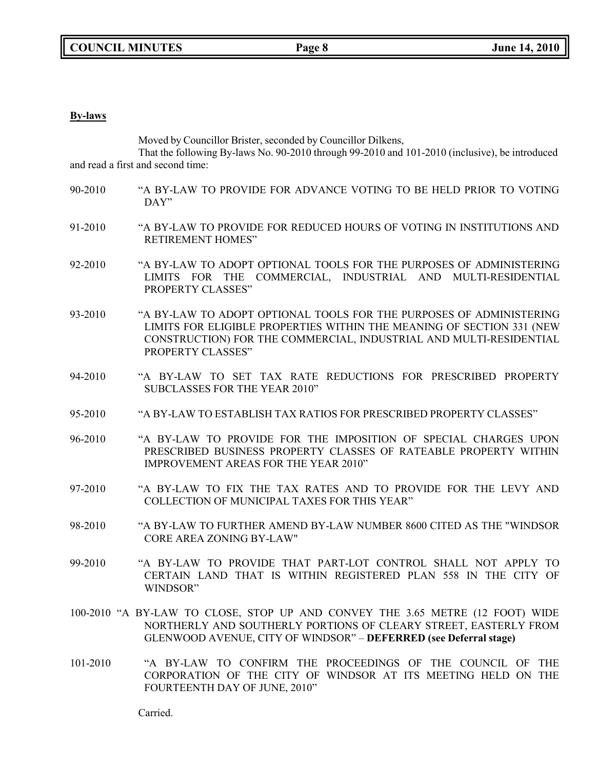**By-laws**

Moved by Councillor Brister, seconded by Councillor Dilkens,

That the following By-laws No. 90-2010 through 99-2010 and 101-2010 (inclusive), be introduced and read a first and second time:

90-2010 "A BY-LAW TO PROVIDE FOR ADVANCE VOTING TO BE HELD PRIOR TO VOTING DAY"

91-2010 "A BY-LAW TO PROVIDE FOR REDUCED HOURS OF VOTING IN INSTITUTIONS AND RETIREMENT HOMES"

92-2010 "A BY-LAW TO ADOPT OPTIONAL TOOLS FOR THE PURPOSES OF ADMINISTERING LIMITS FOR THE COMMERCIAL, INDUSTRIAL AND MULTI-RESIDENTIAL PROPERTY CLASSES"

93-2010 "A BY-LAW TO ADOPT OPTIONAL TOOLS FOR THE PURPOSES OF ADMINISTERING LIMITS FOR ELIGIBLE PROPERTIES WITHIN THE MEANING OF SECTION 331 (NEW CONSTRUCTION) FOR THE COMMERCIAL, INDUSTRIAL AND MULTI-RESIDENTIAL PROPERTY CLASSES"

94-2010 "A BY-LAW TO SET TAX RATE REDUCTIONS FOR PRESCRIBED PROPERTY SUBCLASSES FOR THE YEAR 2010"

95-2010 "A BY-LAW TO ESTABLISH TAX RATIOS FOR PRESCRIBED PROPERTY CLASSES"

96-2010 "A BY-LAW TO PROVIDE FOR THE IMPOSITION OF SPECIAL CHARGES UPON PRESCRIBED BUSINESS PROPERTY CLASSES OF RATEABLE PROPERTY WITHIN IMPROVEMENT AREAS FOR THE YEAR 2010"

97-2010 "A BY-LAW TO FIX THE TAX RATES AND TO PROVIDE FOR THE LEVY AND COLLECTION OF MUNICIPAL TAXES FOR THIS YEAR"

98-2010 "A BY-LAW TO FURTHER AMEND BY-LAW NUMBER 8600 CITED AS THE "WINDSOR CORE AREA ZONING BY-LAW"

99-2010 "A BY-LAW TO PROVIDE THAT PART-LOT CONTROL SHALL NOT APPLY TO CERTAIN LAND THAT IS WITHIN REGISTERED PLAN 558 IN THE CITY OF WINDSOR"

100-2010 "A BY-LAW TO CLOSE, STOP UP AND CONVEY THE 3.65 METRE (12 FOOT) WIDE NORTHERLY AND SOUTHERLY PORTIONS OF CLEARY STREET, EASTERLY FROM GLENWOOD AVENUE, CITY OF WINDSOR" – **DEFERRED (see Deferral stage)**

101-2010 "A BY-LAW TO CONFIRM THE PROCEEDINGS OF THE COUNCIL OF THE CORPORATION OF THE CITY OF WINDSOR AT ITS MEETING HELD ON THE FOURTEENTH DAY OF JUNE, 2010"

Carried.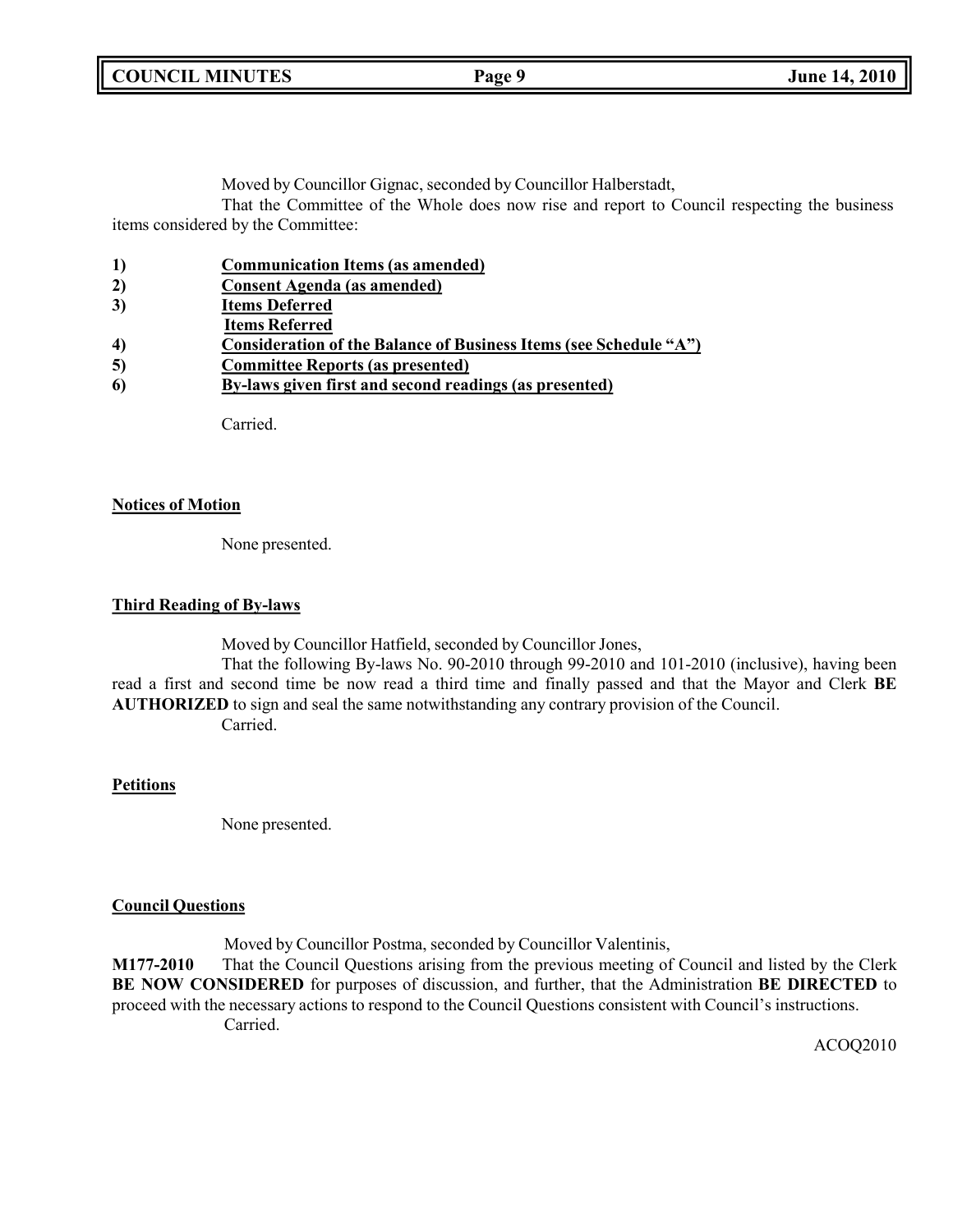Moved by Councillor Gignac, seconded by Councillor Halberstadt,

That the Committee of the Whole does now rise and report to Council respecting the business items considered by the Committee:

**1)** **<u>Communication Items (as amended)</u>**
**2)** **<u>Consent Agenda (as amended)</u>**
**3)** **<u>Items Deferred</u>**
**<u>Items Referred</u>**
**4)** **<u>Consideration of the Balance of Business Items (see Schedule "A")</u>**
**5)** **<u>Committee Reports (as presented)</u>**
**6)** **<u>By-laws given first and second readings (as presented)</u>**

Carried.

**<u>Notices of Motion</u>**

None presented.

**<u>Third Reading of By-laws</u>**

Moved by Councillor Hatfield, seconded by Councillor Jones,

That the following By-laws No. 90-2010 through 99-2010 and 101-2010 (inclusive), having been read a first and second time be now read a third time and finally passed and that the Mayor and Clerk **BE AUTHORIZED** to sign and seal the same notwithstanding any contrary provision of the Council.

Carried.

**<u>Petitions</u>**

None presented.

**<u>Council Questions</u>**

Moved by Councillor Postma, seconded by Councillor Valentinis,

**M177-2010** That the Council Questions arising from the previous meeting of Council and listed by the Clerk **BE NOW CONSIDERED** for purposes of discussion, and further, that the Administration **BE DIRECTED** to proceed with the necessary actions to respond to the Council Questions consistent with Council's instructions.

Carried.

ACOQ2010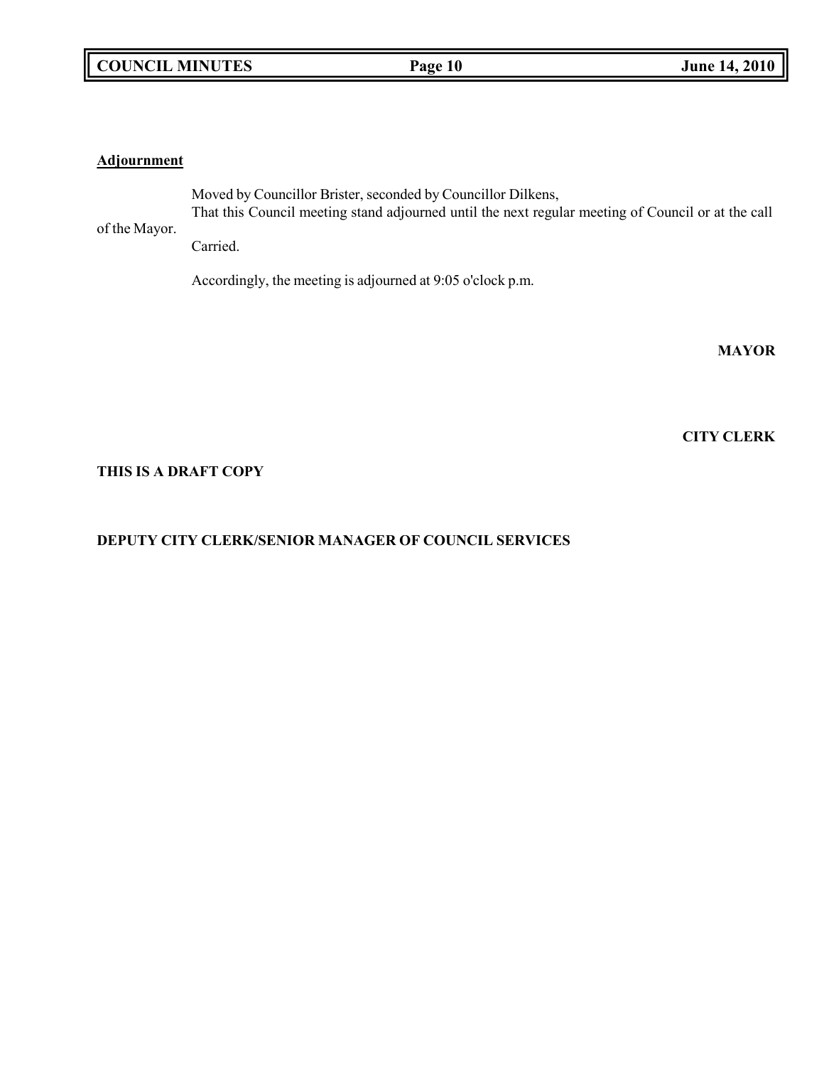**Adjournment**

Moved by Councillor Brister, seconded by Councillor Dilkens,

That this Council meeting stand adjourned until the next regular meeting of Council or at the call of the Mayor.

Carried.

Accordingly, the meeting is adjourned at 9:05 o'clock p.m.

**MAYOR**

**CITY CLERK**

**THIS IS A DRAFT COPY**

**DEPUTY CITY CLERK/SENIOR MANAGER OF COUNCIL SERVICES**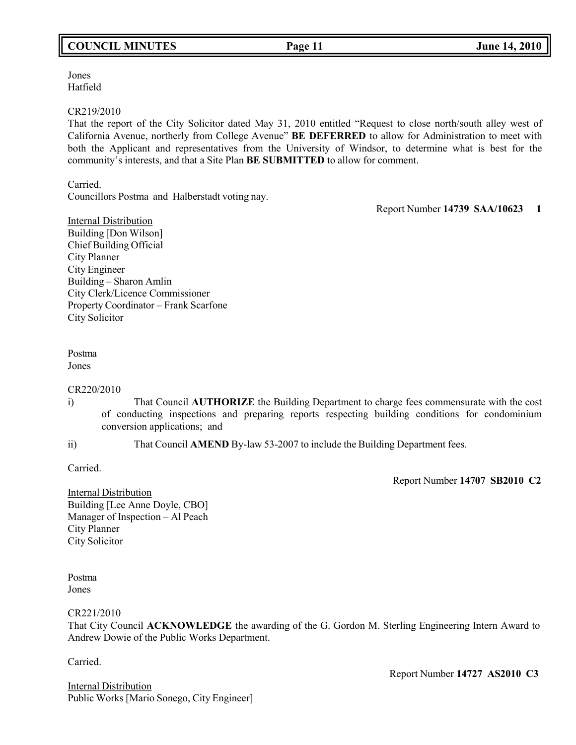Jones
Hatfield

CR219/2010
That the report of the City Solicitor dated May 31, 2010 entitled "Request to close north/south alley west of California Avenue, northerly from College Avenue" **BE DEFERRED** to allow for Administration to meet with both the Applicant and representatives from the University of Windsor, to determine what is best for the community's interests, and that a Site Plan **BE SUBMITTED** to allow for comment.

Carried.
Councillors Postma and Halberstadt voting nay.

Report Number **14739 SAA/10623 1**

Internal Distribution
Building [Don Wilson]
Chief Building Official
City Planner
City Engineer
Building – Sharon Amlin
City Clerk/Licence Commissioner
Property Coordinator – Frank Scarfone
City Solicitor

Postma
Jones

CR220/2010

i) That Council **AUTHORIZE** the Building Department to charge fees commensurate with the cost of conducting inspections and preparing reports respecting building conditions for condominium conversion applications; and

ii) That Council **AMEND** By-law 53-2007 to include the Building Department fees.

Carried.

Report Number **14707 SB2010 C2**

Internal Distribution
Building [Lee Anne Doyle, CBO]
Manager of Inspection – Al Peach
City Planner
City Solicitor

Postma
Jones

CR221/2010
That City Council **ACKNOWLEDGE** the awarding of the G. Gordon M. Sterling Engineering Intern Award to Andrew Dowie of the Public Works Department.

Carried.

Report Number **14727 AS2010 C3**

Internal Distribution
Public Works [Mario Sonego, City Engineer]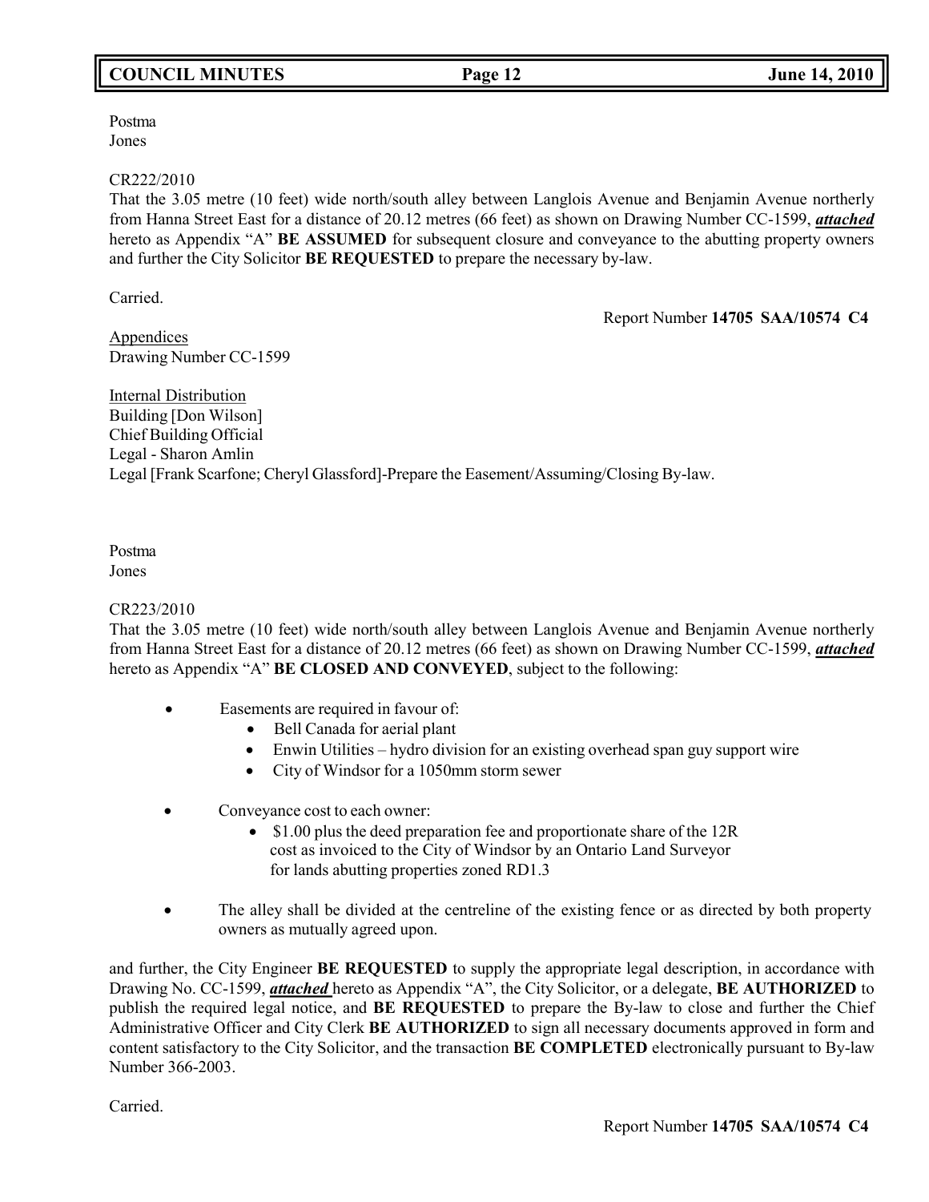Postma
Jones

CR222/2010
That the 3.05 metre (10 feet) wide north/south alley between Langlois Avenue and Benjamin Avenue northerly from Hanna Street East for a distance of 20.12 metres (66 feet) as shown on Drawing Number CC-1599, ***attached*** hereto as Appendix "A" **BE ASSUMED** for subsequent closure and conveyance to the abutting property owners and further the City Solicitor **BE REQUESTED** to prepare the necessary by-law.

Carried.

Report Number **14705 SAA/10574 C4**

Appendices
Drawing Number CC-1599

Internal Distribution
Building [Don Wilson]
Chief Building Official
Legal - Sharon Amlin
Legal [Frank Scarfone; Cheryl Glassford]-Prepare the Easement/Assuming/Closing By-law.

Postma
Jones

CR223/2010
That the 3.05 metre (10 feet) wide north/south alley between Langlois Avenue and Benjamin Avenue northerly from Hanna Street East for a distance of 20.12 metres (66 feet) as shown on Drawing Number CC-1599, ***attached*** hereto as Appendix "A" **BE CLOSED AND CONVEYED**, subject to the following:

- Easements are required in favour of:
  - Bell Canada for aerial plant
  - Enwin Utilities – hydro division for an existing overhead span guy support wire
  - City of Windsor for a 1050mm storm sewer
- Conveyance cost to each owner:
  - $1.00 plus the deed preparation fee and proportionate share of the 12R cost as invoiced to the City of Windsor by an Ontario Land Surveyor for lands abutting properties zoned RD1.3
- The alley shall be divided at the centreline of the existing fence or as directed by both property owners as mutually agreed upon.

and further, the City Engineer **BE REQUESTED** to supply the appropriate legal description, in accordance with Drawing No. CC-1599, ***attached*** hereto as Appendix "A", the City Solicitor, or a delegate, **BE AUTHORIZED** to publish the required legal notice, and **BE REQUESTED** to prepare the By-law to close and further the Chief Administrative Officer and City Clerk **BE AUTHORIZED** to sign all necessary documents approved in form and content satisfactory to the City Solicitor, and the transaction **BE COMPLETED** electronically pursuant to By-law Number 366-2003.

Carried.

Report Number **14705 SAA/10574 C4**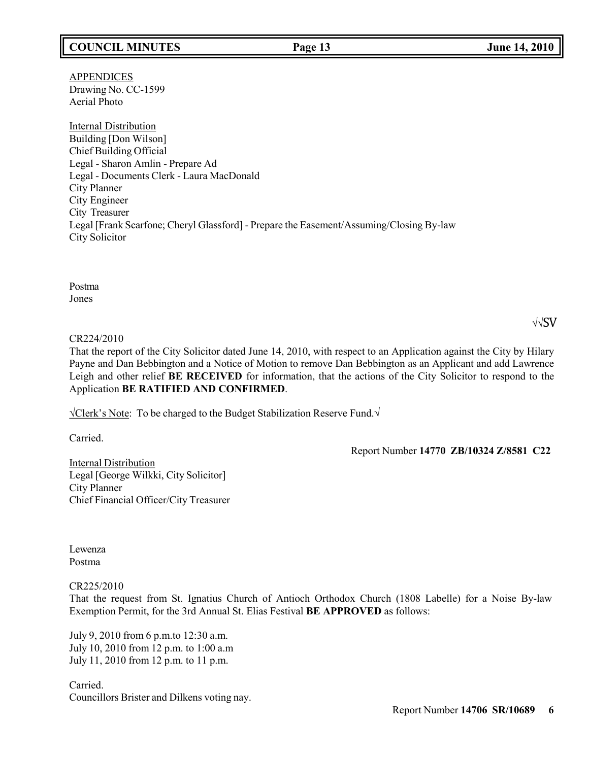APPENDICES
Drawing No. CC-1599
Aerial Photo

Internal Distribution
Building [Don Wilson]
Chief Building Official
Legal - Sharon Amlin - Prepare Ad
Legal - Documents Clerk - Laura MacDonald
City Planner
City Engineer
City Treasurer
Legal [Frank Scarfone; Cheryl Glassford] - Prepare the Easement/Assuming/Closing By-law
City Solicitor

Postma
Jones

√√SV

CR224/2010
That the report of the City Solicitor dated June 14, 2010, with respect to an Application against the City by Hilary Payne and Dan Bebbington and a Notice of Motion to remove Dan Bebbington as an Applicant and add Lawrence Leigh and other relief **BE RECEIVED** for information, that the actions of the City Solicitor to respond to the Application **BE RATIFIED AND CONFIRMED**.

√Clerk's Note: To be charged to the Budget Stabilization Reserve Fund.√

Carried.

Report Number **14770 ZB/10324 Z/8581 C22**

Internal Distribution
Legal [George Wilkki, City Solicitor]
City Planner
Chief Financial Officer/City Treasurer

Lewenza
Postma

CR225/2010
That the request from St. Ignatius Church of Antioch Orthodox Church (1808 Labelle) for a Noise By-law Exemption Permit, for the 3rd Annual St. Elias Festival **BE APPROVED** as follows:

July 9, 2010 from 6 p.m.to 12:30 a.m.
July 10, 2010 from 12 p.m. to 1:00 a.m
July 11, 2010 from 12 p.m. to 11 p.m.

Carried.
Councillors Brister and Dilkens voting nay.

Report Number **14706 SR/10689 6**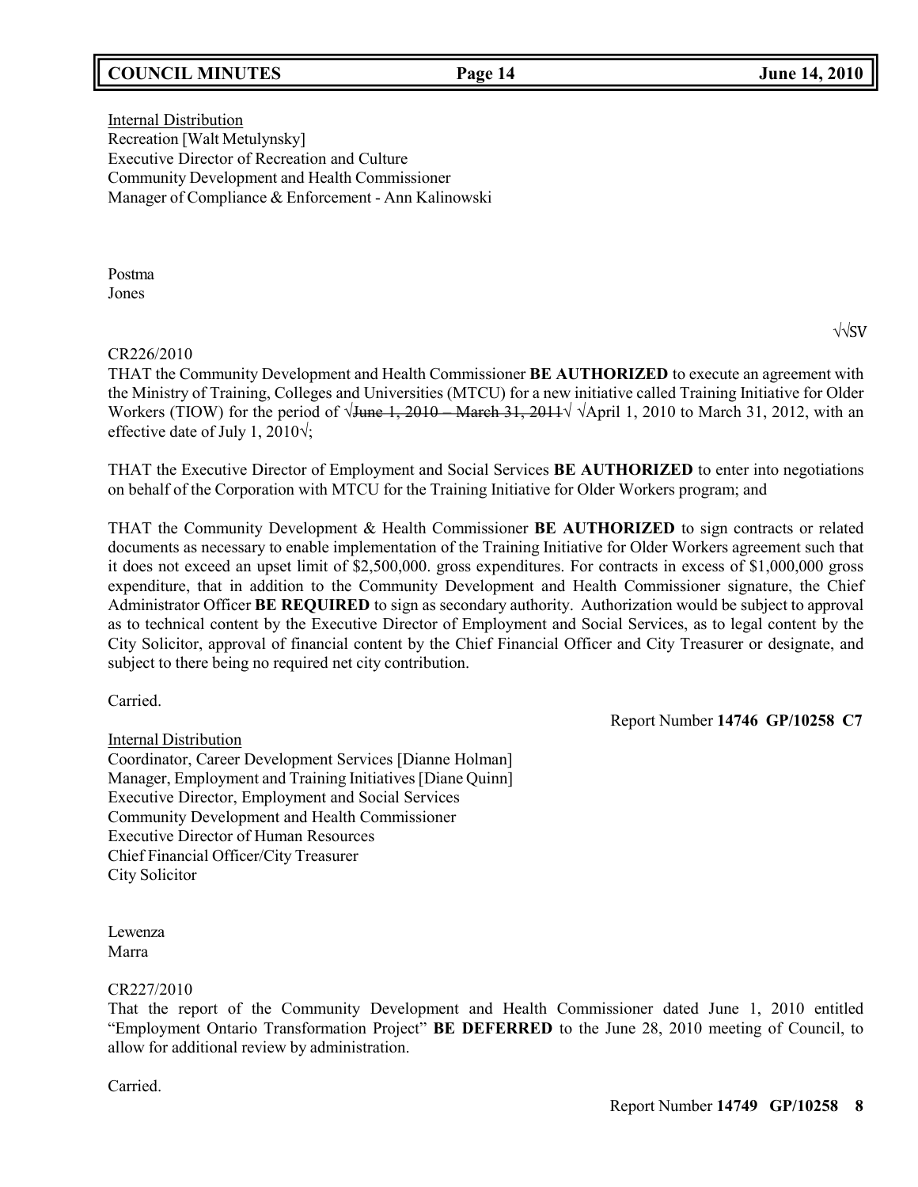Internal Distribution
Recreation [Walt Metulynsky]
Executive Director of Recreation and Culture
Community Development and Health Commissioner
Manager of Compliance & Enforcement - Ann Kalinowski

Postma
Jones

√√SV

CR226/2010
THAT the Community Development and Health Commissioner **BE AUTHORIZED** to execute an agreement with the Ministry of Training, Colleges and Universities (MTCU) for a new initiative called Training Initiative for Older Workers (TIOW) for the period of √~~June 1, 2010 – March 31, 2011~~√ √April 1, 2010 to March 31, 2012, with an effective date of July 1, 2010√;

THAT the Executive Director of Employment and Social Services **BE AUTHORIZED** to enter into negotiations on behalf of the Corporation with MTCU for the Training Initiative for Older Workers program; and

THAT the Community Development & Health Commissioner **BE AUTHORIZED** to sign contracts or related documents as necessary to enable implementation of the Training Initiative for Older Workers agreement such that it does not exceed an upset limit of $2,500,000. gross expenditures. For contracts in excess of $1,000,000 gross expenditure, that in addition to the Community Development and Health Commissioner signature, the Chief Administrator Officer **BE REQUIRED** to sign as secondary authority. Authorization would be subject to approval as to technical content by the Executive Director of Employment and Social Services, as to legal content by the City Solicitor, approval of financial content by the Chief Financial Officer and City Treasurer or designate, and subject to there being no required net city contribution.

Carried.

Report Number **14746 GP/10258 C7**

Internal Distribution
Coordinator, Career Development Services [Dianne Holman]
Manager, Employment and Training Initiatives [Diane Quinn]
Executive Director, Employment and Social Services
Community Development and Health Commissioner
Executive Director of Human Resources
Chief Financial Officer/City Treasurer
City Solicitor

Lewenza
Marra

CR227/2010
That the report of the Community Development and Health Commissioner dated June 1, 2010 entitled "Employment Ontario Transformation Project" **BE DEFERRED** to the June 28, 2010 meeting of Council, to allow for additional review by administration.

Carried.

Report Number **14749 GP/10258 8**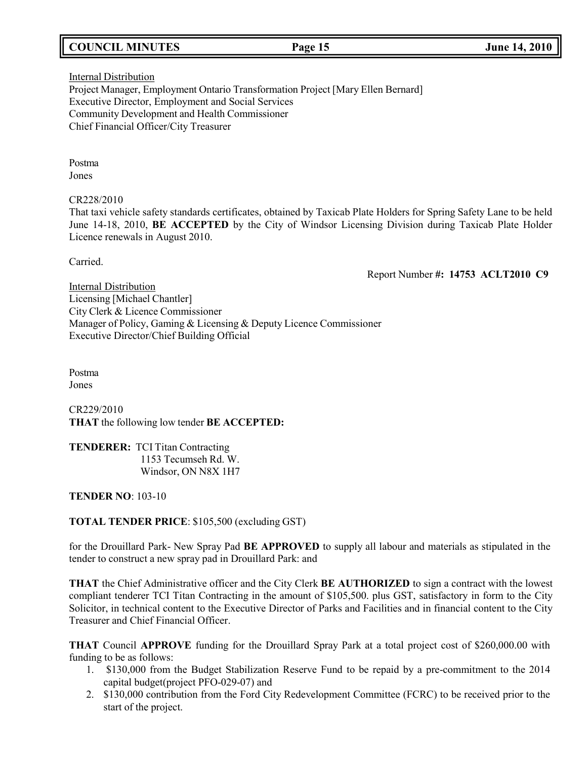Internal Distribution
Project Manager, Employment Ontario Transformation Project [Mary Ellen Bernard]
Executive Director, Employment and Social Services
Community Development and Health Commissioner
Chief Financial Officer/City Treasurer

Postma
Jones

CR228/2010
That taxi vehicle safety standards certificates, obtained by Taxicab Plate Holders for Spring Safety Lane to be held June 14-18, 2010, **BE ACCEPTED** by the City of Windsor Licensing Division during Taxicab Plate Holder Licence renewals in August 2010.

Carried.

Report Number **#: 14753 ACLT2010 C9**

Internal Distribution
Licensing [Michael Chantler]
City Clerk & Licence Commissioner
Manager of Policy, Gaming & Licensing & Deputy Licence Commissioner
Executive Director/Chief Building Official

Postma
Jones

CR229/2010
**THAT** the following low tender **BE ACCEPTED:**

**TENDERER:** TCI Titan Contracting
1153 Tecumseh Rd. W.
Windsor, ON N8X 1H7

**TENDER NO**: 103-10

**TOTAL TENDER PRICE**: $105,500 (excluding GST)

for the Drouillard Park- New Spray Pad **BE APPROVED** to supply all labour and materials as stipulated in the tender to construct a new spray pad in Drouillard Park: and

**THAT** the Chief Administrative officer and the City Clerk **BE AUTHORIZED** to sign a contract with the lowest compliant tenderer TCI Titan Contracting in the amount of $105,500. plus GST, satisfactory in form to the City Solicitor, in technical content to the Executive Director of Parks and Facilities and in financial content to the City Treasurer and Chief Financial Officer.

**THAT** Council **APPROVE** funding for the Drouillard Spray Park at a total project cost of $260,000.00 with funding to be as follows:

1. $130,000 from the Budget Stabilization Reserve Fund to be repaid by a pre-commitment to the 2014 capital budget(project PFO-029-07) and
2. $130,000 contribution from the Ford City Redevelopment Committee (FCRC) to be received prior to the start of the project.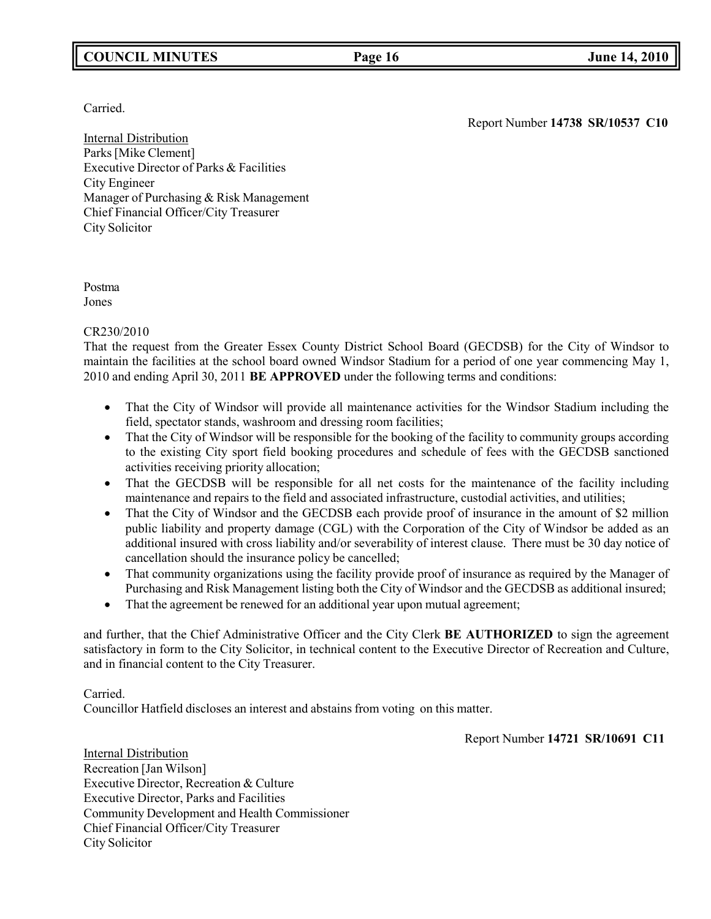Carried.

Report Number **14738 SR/10537 C10**

Internal Distribution
Parks [Mike Clement]
Executive Director of Parks & Facilities
City Engineer
Manager of Purchasing & Risk Management
Chief Financial Officer/City Treasurer
City Solicitor

Postma
Jones

CR230/2010
That the request from the Greater Essex County District School Board (GECDSB) for the City of Windsor to maintain the facilities at the school board owned Windsor Stadium for a period of one year commencing May 1, 2010 and ending April 30, 2011 **BE APPROVED** under the following terms and conditions:

- That the City of Windsor will provide all maintenance activities for the Windsor Stadium including the field, spectator stands, washroom and dressing room facilities;
- That the City of Windsor will be responsible for the booking of the facility to community groups according to the existing City sport field booking procedures and schedule of fees with the GECDSB sanctioned activities receiving priority allocation;
- That the GECDSB will be responsible for all net costs for the maintenance of the facility including maintenance and repairs to the field and associated infrastructure, custodial activities, and utilities;
- That the City of Windsor and the GECDSB each provide proof of insurance in the amount of $2 million public liability and property damage (CGL) with the Corporation of the City of Windsor be added as an additional insured with cross liability and/or severability of interest clause. There must be 30 day notice of cancellation should the insurance policy be cancelled;
- That community organizations using the facility provide proof of insurance as required by the Manager of Purchasing and Risk Management listing both the City of Windsor and the GECDSB as additional insured;
- That the agreement be renewed for an additional year upon mutual agreement;

and further, that the Chief Administrative Officer and the City Clerk **BE AUTHORIZED** to sign the agreement satisfactory in form to the City Solicitor, in technical content to the Executive Director of Recreation and Culture, and in financial content to the City Treasurer.

Carried.
Councillor Hatfield discloses an interest and abstains from voting on this matter.

Report Number **14721 SR/10691 C11**

Internal Distribution
Recreation [Jan Wilson]
Executive Director, Recreation & Culture
Executive Director, Parks and Facilities
Community Development and Health Commissioner
Chief Financial Officer/City Treasurer
City Solicitor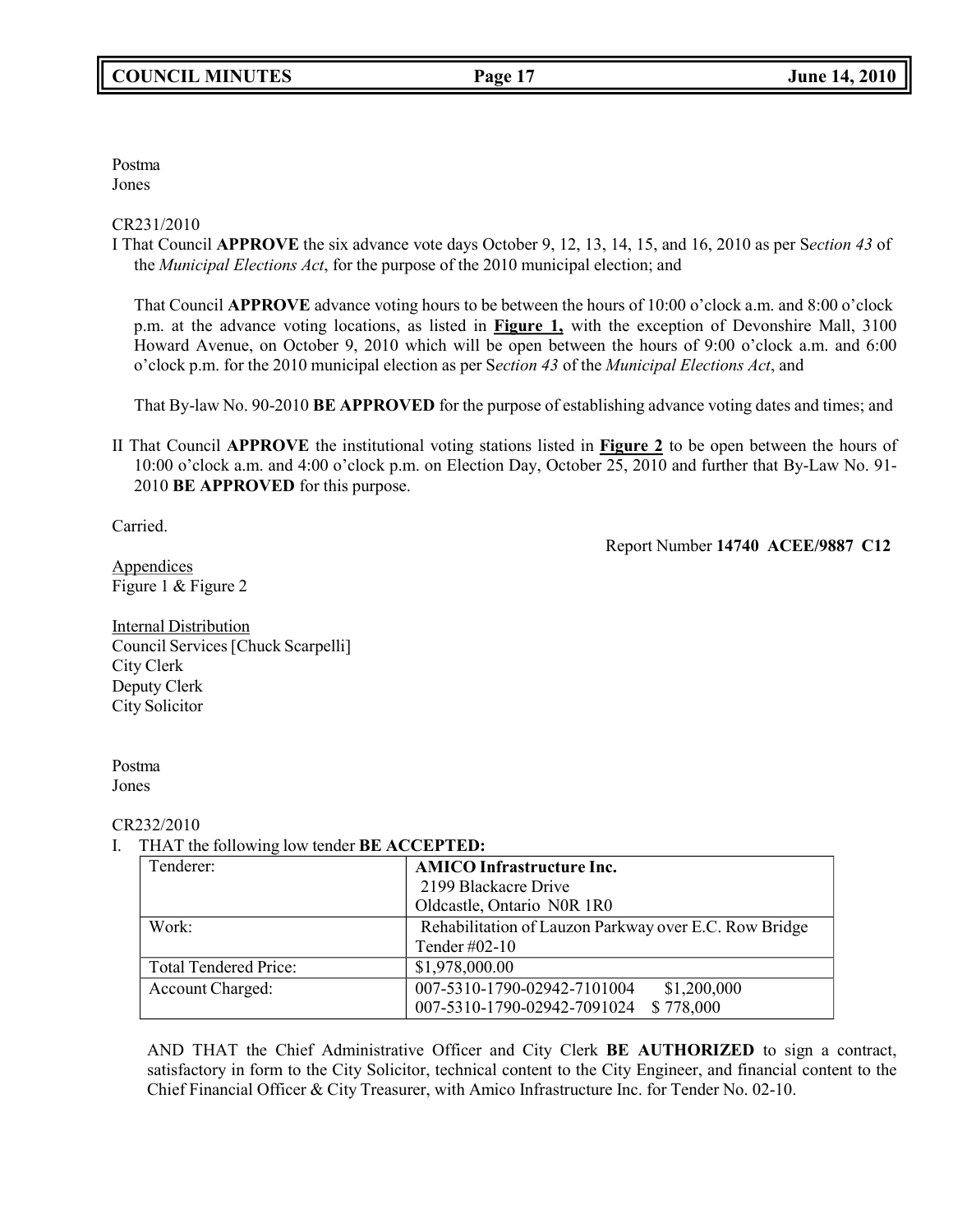Postma
Jones

CR231/2010

I That Council **APPROVE** the six advance vote days October 9, 12, 13, 14, 15, and 16, 2010 as per S*ection 43* of the *Municipal Elections Act*, for the purpose of the 2010 municipal election; and

That Council **APPROVE** advance voting hours to be between the hours of 10:00 o'clock a.m. and 8:00 o'clock p.m. at the advance voting locations, as listed in **Figure 1,** with the exception of Devonshire Mall, 3100 Howard Avenue, on October 9, 2010 which will be open between the hours of 9:00 o'clock a.m. and 6:00 o'clock p.m. for the 2010 municipal election as per S*ection 43* of the *Municipal Elections Act*, and

That By-law No. 90-2010 **BE APPROVED** for the purpose of establishing advance voting dates and times; and

II That Council **APPROVE** the institutional voting stations listed in **Figure 2** to be open between the hours of 10:00 o'clock a.m. and 4:00 o'clock p.m. on Election Day, October 25, 2010 and further that By-Law No. 91-2010 **BE APPROVED** for this purpose.

Carried.

Report Number **14740 ACEE/9887 C12**

Appendices
Figure 1 & Figure 2

Internal Distribution
Council Services [Chuck Scarpelli]
City Clerk
Deputy Clerk
City Solicitor

Postma
Jones

CR232/2010

I. THAT the following low tender **BE ACCEPTED:**

| Tenderer: | **AMICO Infrastructure Inc.**<br>2199 Blackacre Drive<br>Oldcastle, Ontario N0R 1R0 |
|---|---|
| Work: | Rehabilitation of Lauzon Parkway over E.C. Row Bridge<br>Tender #02-10 |
| Total Tendered Price: | $1,978,000.00 |
| Account Charged: | 007-5310-1790-02942-7101004 $1,200,000<br>007-5310-1790-02942-7091024 $ 778,000 |

AND THAT the Chief Administrative Officer and City Clerk **BE AUTHORIZED** to sign a contract, satisfactory in form to the City Solicitor, technical content to the City Engineer, and financial content to the Chief Financial Officer & City Treasurer, with Amico Infrastructure Inc. for Tender No. 02-10.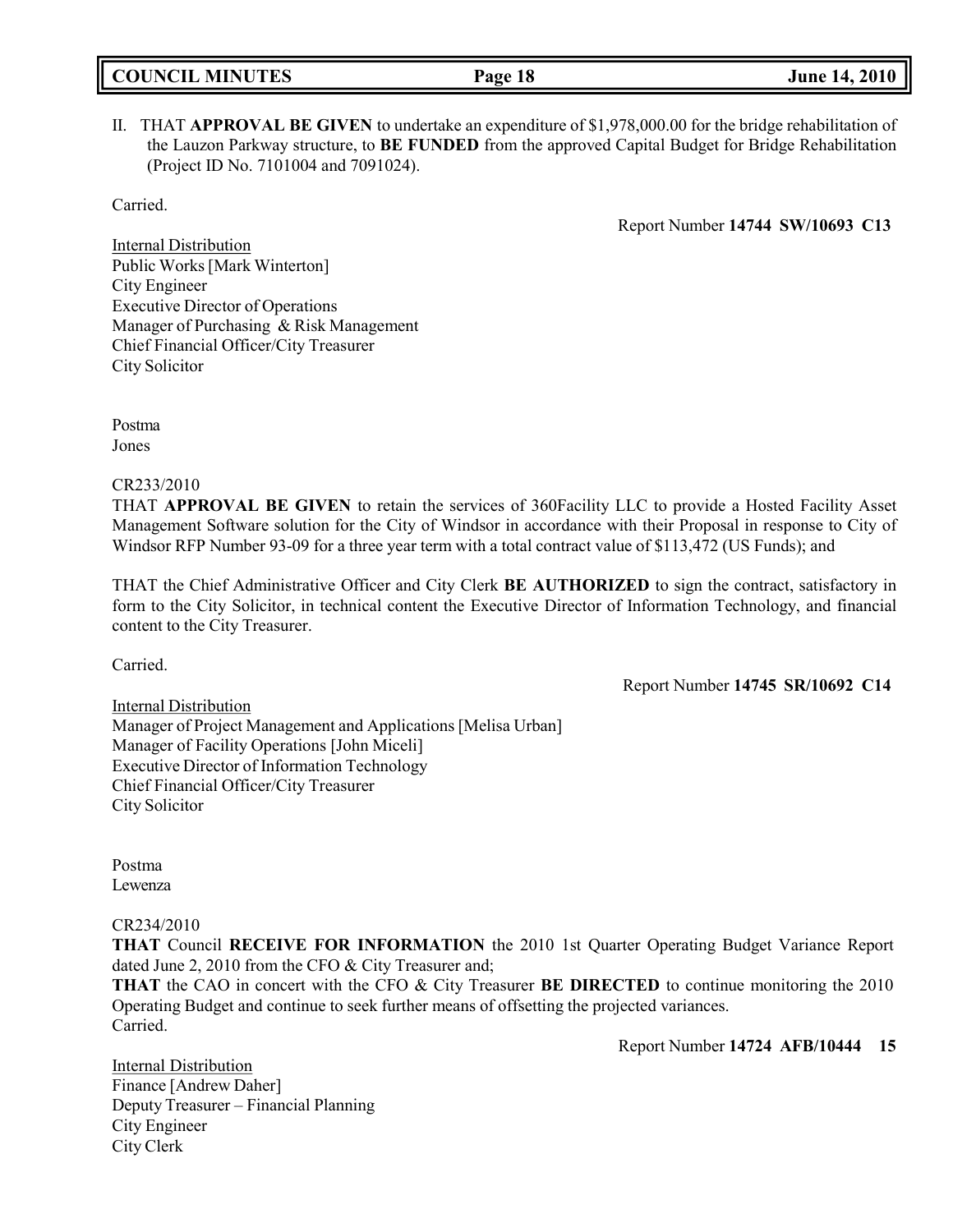II. THAT **APPROVAL BE GIVEN** to undertake an expenditure of $1,978,000.00 for the bridge rehabilitation of the Lauzon Parkway structure, to **BE FUNDED** from the approved Capital Budget for Bridge Rehabilitation (Project ID No. 7101004 and 7091024).

Carried.

Report Number **14744 SW/10693 C13**

Internal Distribution
Public Works [Mark Winterton]
City Engineer
Executive Director of Operations
Manager of Purchasing & Risk Management
Chief Financial Officer/City Treasurer
City Solicitor

Postma
Jones

CR233/2010
THAT **APPROVAL BE GIVEN** to retain the services of 360Facility LLC to provide a Hosted Facility Asset Management Software solution for the City of Windsor in accordance with their Proposal in response to City of Windsor RFP Number 93-09 for a three year term with a total contract value of $113,472 (US Funds); and

THAT the Chief Administrative Officer and City Clerk **BE AUTHORIZED** to sign the contract, satisfactory in form to the City Solicitor, in technical content the Executive Director of Information Technology, and financial content to the City Treasurer.

Carried.

Report Number **14745 SR/10692 C14**

Internal Distribution
Manager of Project Management and Applications [Melisa Urban]
Manager of Facility Operations [John Miceli]
Executive Director of Information Technology
Chief Financial Officer/City Treasurer
City Solicitor

Postma
Lewenza

CR234/2010
**THAT** Council **RECEIVE FOR INFORMATION** the 2010 1st Quarter Operating Budget Variance Report dated June 2, 2010 from the CFO & City Treasurer and;
**THAT** the CAO in concert with the CFO & City Treasurer **BE DIRECTED** to continue monitoring the 2010 Operating Budget and continue to seek further means of offsetting the projected variances.
Carried.

Report Number **14724 AFB/10444 15**

Internal Distribution
Finance [Andrew Daher]
Deputy Treasurer – Financial Planning
City Engineer
City Clerk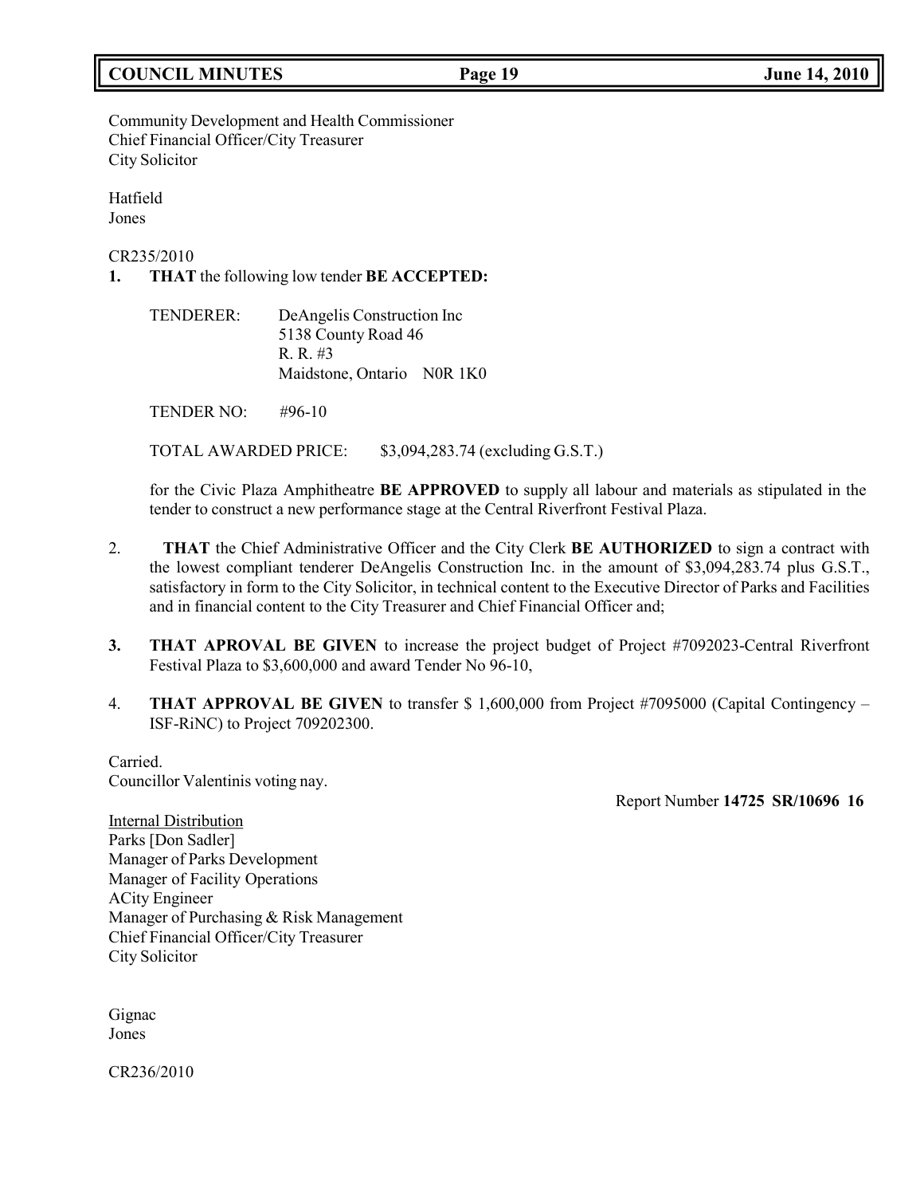Community Development and Health Commissioner
Chief Financial Officer/City Treasurer
City Solicitor

Hatfield
Jones

CR235/2010

1. **THAT** the following low tender **BE ACCEPTED:**

   TENDERER: DeAngelis Construction Inc
   5138 County Road 46
   R. R. #3
   Maidstone, Ontario N0R 1K0

   TENDER NO: #96-10

   TOTAL AWARDED PRICE: $3,094,283.74 (excluding G.S.T.)

   for the Civic Plaza Amphitheatre **BE APPROVED** to supply all labour and materials as stipulated in the tender to construct a new performance stage at the Central Riverfront Festival Plaza.

2. **THAT** the Chief Administrative Officer and the City Clerk **BE AUTHORIZED** to sign a contract with the lowest compliant tenderer DeAngelis Construction Inc. in the amount of $3,094,283.74 plus G.S.T., satisfactory in form to the City Solicitor, in technical content to the Executive Director of Parks and Facilities and in financial content to the City Treasurer and Chief Financial Officer and;

3. **THAT APROVAL BE GIVEN** to increase the project budget of Project #7092023-Central Riverfront Festival Plaza to $3,600,000 and award Tender No 96-10,

4. **THAT APPROVAL BE GIVEN** to transfer $ 1,600,000 from Project #7095000 (Capital Contingency – ISF-RiNC) to Project 709202300.

Carried.
Councillor Valentinis voting nay.

Report Number **14725 SR/10696 16**

Internal Distribution
Parks [Don Sadler]
Manager of Parks Development
Manager of Facility Operations
ACity Engineer
Manager of Purchasing & Risk Management
Chief Financial Officer/City Treasurer
City Solicitor

Gignac
Jones

CR236/2010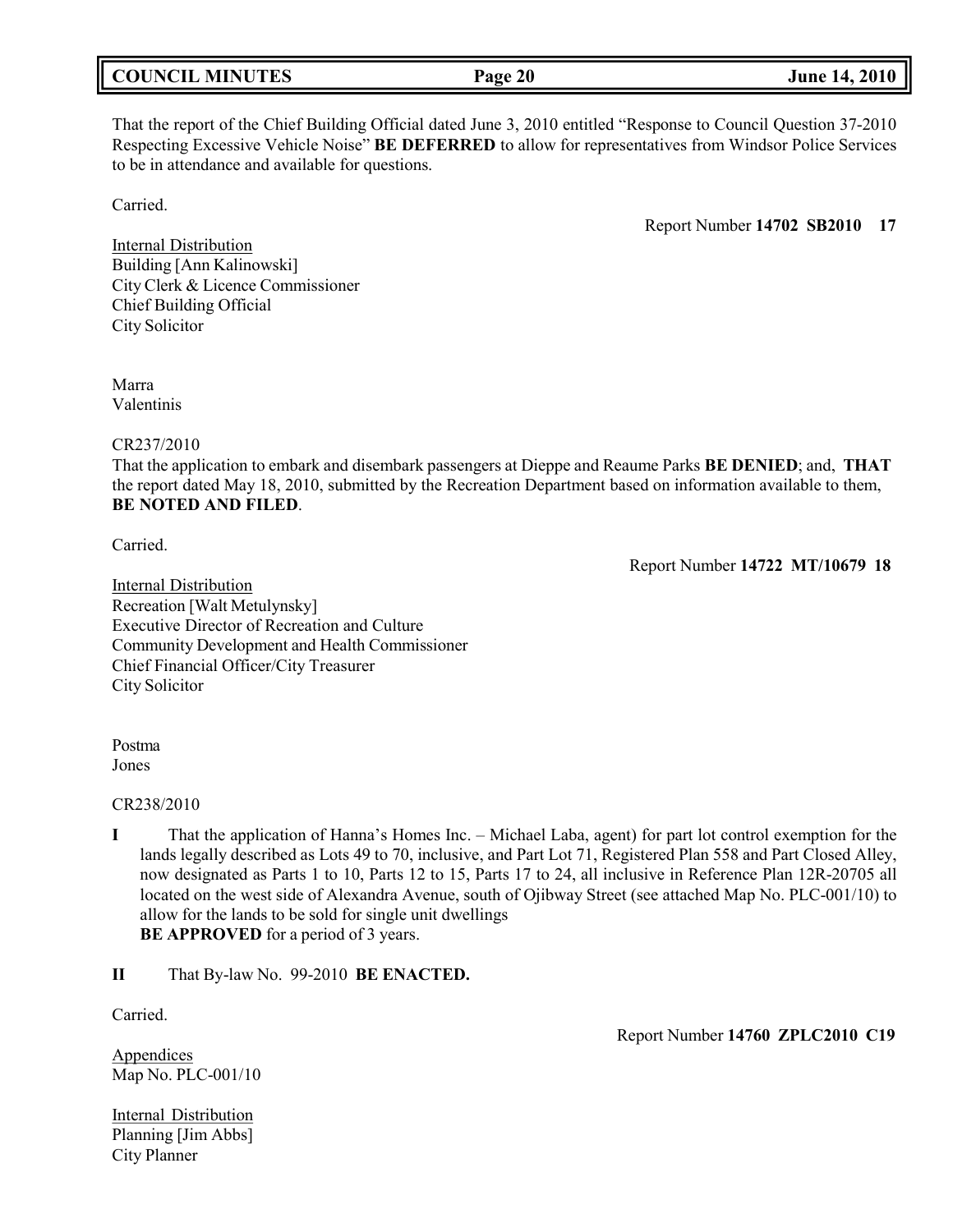That the report of the Chief Building Official dated June 3, 2010 entitled "Response to Council Question 37-2010 Respecting Excessive Vehicle Noise" **BE DEFERRED** to allow for representatives from Windsor Police Services to be in attendance and available for questions.

Carried.

Report Number **14702 SB2010 17**

Internal Distribution
Building [Ann Kalinowski]
City Clerk & Licence Commissioner
Chief Building Official
City Solicitor

Marra
Valentinis

CR237/2010
That the application to embark and disembark passengers at Dieppe and Reaume Parks **BE DENIED**; and, **THAT** the report dated May 18, 2010, submitted by the Recreation Department based on information available to them, **BE NOTED AND FILED**.

Carried.

Report Number **14722 MT/10679 18**

Internal Distribution
Recreation [Walt Metulynsky]
Executive Director of Recreation and Culture
Community Development and Health Commissioner
Chief Financial Officer/City Treasurer
City Solicitor

Postma
Jones

CR238/2010

**I** That the application of Hanna's Homes Inc. – Michael Laba, agent) for part lot control exemption for the lands legally described as Lots 49 to 70, inclusive, and Part Lot 71, Registered Plan 558 and Part Closed Alley, now designated as Parts 1 to 10, Parts 12 to 15, Parts 17 to 24, all inclusive in Reference Plan 12R-20705 all located on the west side of Alexandra Avenue, south of Ojibway Street (see attached Map No. PLC-001/10) to allow for the lands to be sold for single unit dwellings
**BE APPROVED** for a period of 3 years.

**II** That By-law No. 99-2010 **BE ENACTED.**

Carried.

Report Number **14760 ZPLC2010 C19**

Appendices
Map No. PLC-001/10

Internal Distribution
Planning [Jim Abbs]
City Planner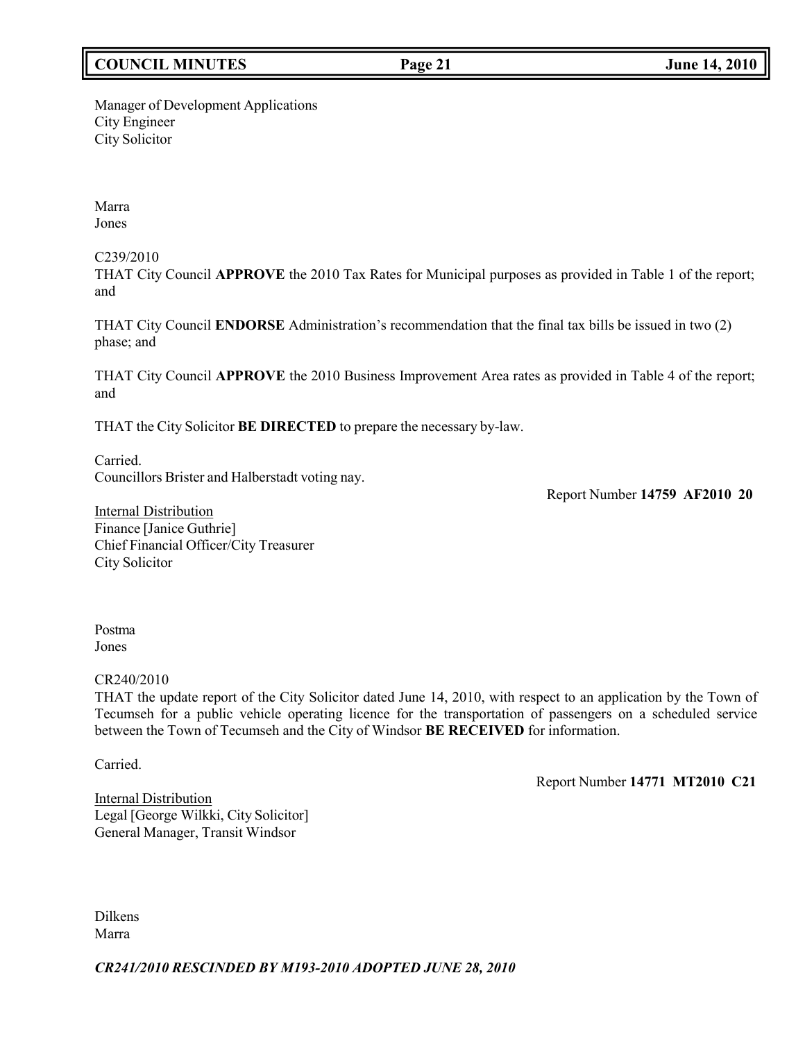Manager of Development Applications
City Engineer
City Solicitor

Marra
Jones

C239/2010
THAT City Council **APPROVE** the 2010 Tax Rates for Municipal purposes as provided in Table 1 of the report; and

THAT City Council **ENDORSE** Administration's recommendation that the final tax bills be issued in two (2) phase; and

THAT City Council **APPROVE** the 2010 Business Improvement Area rates as provided in Table 4 of the report; and

THAT the City Solicitor **BE DIRECTED** to prepare the necessary by-law.

Carried.
Councillors Brister and Halberstadt voting nay.

Report Number **14759 AF2010 20**

Internal Distribution
Finance [Janice Guthrie]
Chief Financial Officer/City Treasurer
City Solicitor

Postma
Jones

CR240/2010
THAT the update report of the City Solicitor dated June 14, 2010, with respect to an application by the Town of Tecumseh for a public vehicle operating licence for the transportation of passengers on a scheduled service between the Town of Tecumseh and the City of Windsor **BE RECEIVED** for information.

Carried.

Report Number **14771 MT2010 C21**

Internal Distribution
Legal [George Wilkki, City Solicitor]
General Manager, Transit Windsor

Dilkens
Marra

***CR241/2010 RESCINDED BY M193-2010 ADOPTED JUNE 28, 2010***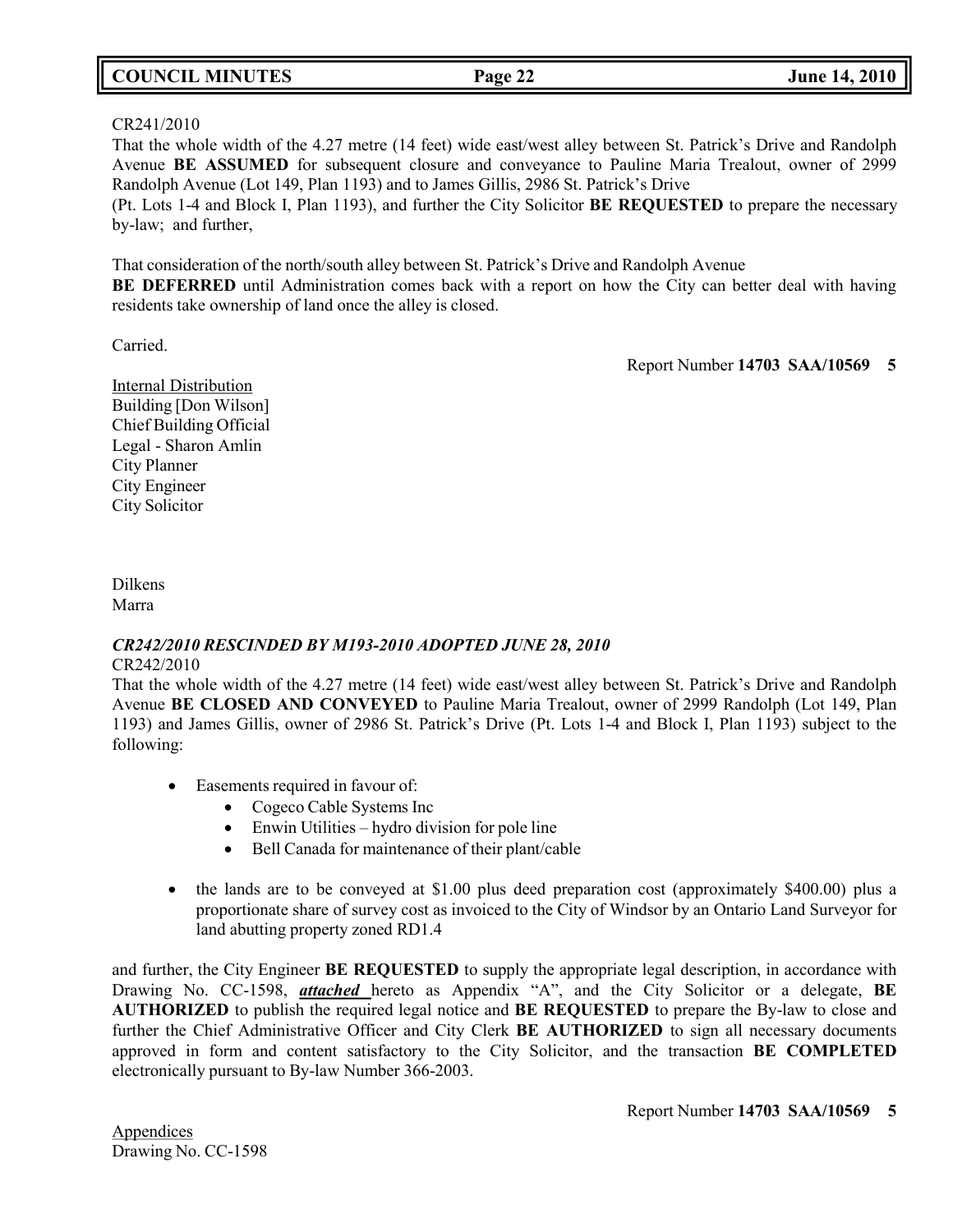CR241/2010

That the whole width of the 4.27 metre (14 feet) wide east/west alley between St. Patrick's Drive and Randolph Avenue **BE ASSUMED** for subsequent closure and conveyance to Pauline Maria Trealout, owner of 2999 Randolph Avenue (Lot 149, Plan 1193) and to James Gillis, 2986 St. Patrick's Drive (Pt. Lots 1-4 and Block I, Plan 1193), and further the City Solicitor **BE REQUESTED** to prepare the necessary by-law; and further,

That consideration of the north/south alley between St. Patrick's Drive and Randolph Avenue **BE DEFERRED** until Administration comes back with a report on how the City can better deal with having residents take ownership of land once the alley is closed.

Carried.

Report Number **14703 SAA/10569 5**

Internal Distribution
Building [Don Wilson]
Chief Building Official
Legal - Sharon Amlin
City Planner
City Engineer
City Solicitor

Dilkens
Marra

***CR242/2010 RESCINDED BY M193-2010 ADOPTED JUNE 28, 2010***

CR242/2010

That the whole width of the 4.27 metre (14 feet) wide east/west alley between St. Patrick's Drive and Randolph Avenue **BE CLOSED AND CONVEYED** to Pauline Maria Trealout, owner of 2999 Randolph (Lot 149, Plan 1193) and James Gillis, owner of 2986 St. Patrick's Drive (Pt. Lots 1-4 and Block I, Plan 1193) subject to the following:

- Easements required in favour of:
  - Cogeco Cable Systems Inc
  - Enwin Utilities – hydro division for pole line
  - Bell Canada for maintenance of their plant/cable
- the lands are to be conveyed at $1.00 plus deed preparation cost (approximately $400.00) plus a proportionate share of survey cost as invoiced to the City of Windsor by an Ontario Land Surveyor for land abutting property zoned RD1.4

and further, the City Engineer **BE REQUESTED** to supply the appropriate legal description, in accordance with Drawing No. CC-1598, ***attached*** hereto as Appendix "A", and the City Solicitor or a delegate, **BE AUTHORIZED** to publish the required legal notice and **BE REQUESTED** to prepare the By-law to close and further the Chief Administrative Officer and City Clerk **BE AUTHORIZED** to sign all necessary documents approved in form and content satisfactory to the City Solicitor, and the transaction **BE COMPLETED** electronically pursuant to By-law Number 366-2003.

Report Number **14703 SAA/10569 5**

Appendices
Drawing No. CC-1598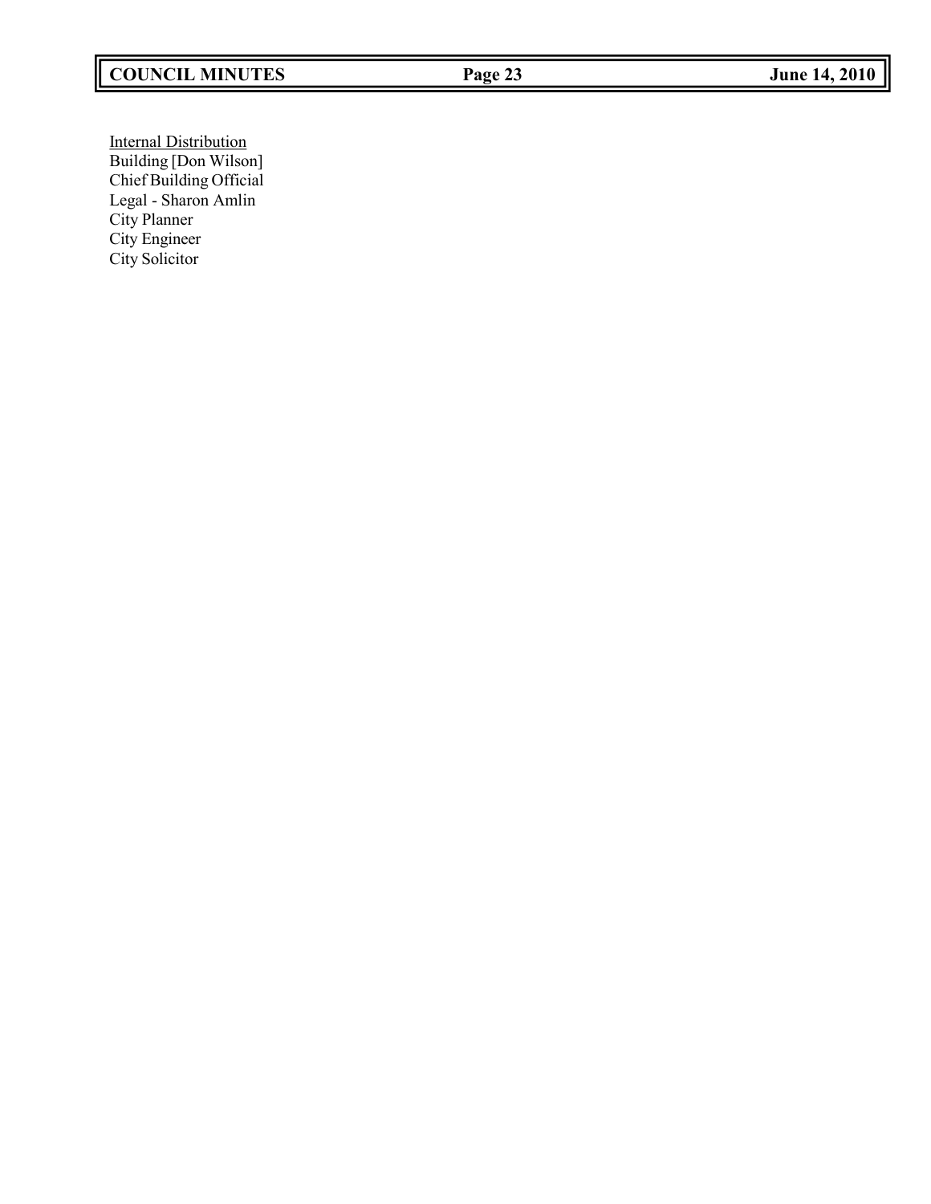Internal Distribution
Building [Don Wilson]
Chief Building Official
Legal - Sharon Amlin
City Planner
City Engineer
City Solicitor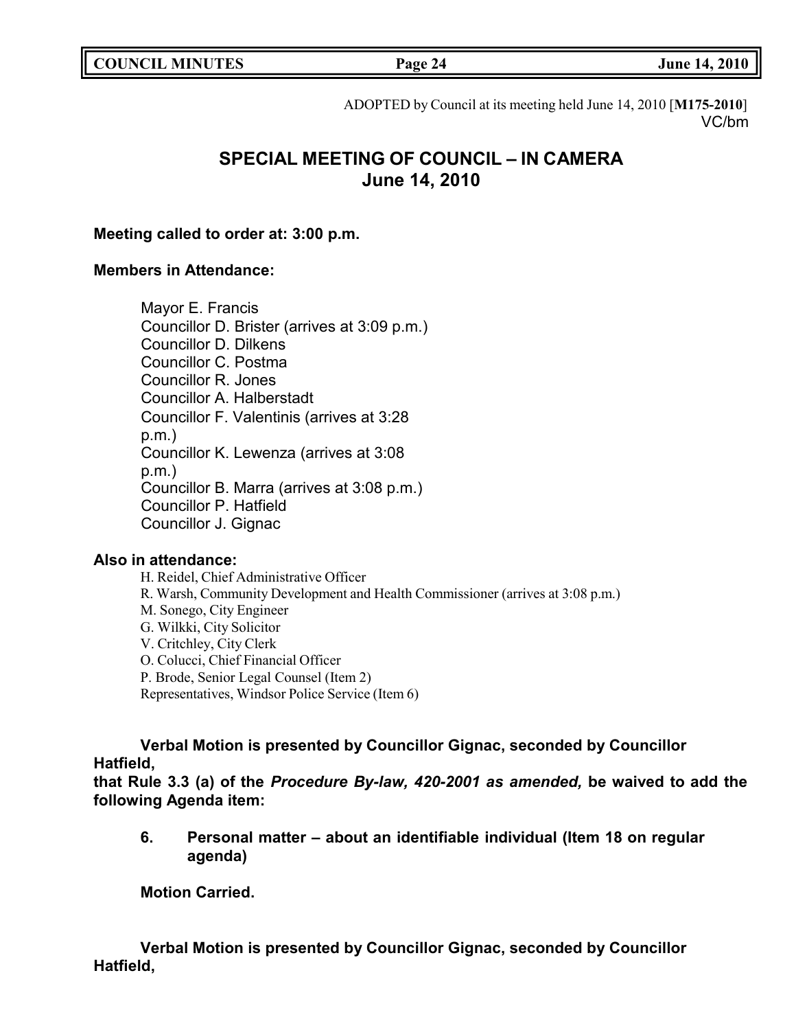ADOPTED by Council at its meeting held June 14, 2010 [**M175-2010**]
VC/bm

## SPECIAL MEETING OF COUNCIL – IN CAMERA
## June 14, 2010

**Meeting called to order at: 3:00 p.m.**

**Members in Attendance:**

Mayor E. Francis
Councillor D. Brister (arrives at 3:09 p.m.)
Councillor D. Dilkens
Councillor C. Postma
Councillor R. Jones
Councillor A. Halberstadt
Councillor F. Valentinis (arrives at 3:28 p.m.)
Councillor K. Lewenza (arrives at 3:08 p.m.)
Councillor B. Marra (arrives at 3:08 p.m.)
Councillor P. Hatfield
Councillor J. Gignac

**Also in attendance:**

H. Reidel, Chief Administrative Officer
R. Warsh, Community Development and Health Commissioner (arrives at 3:08 p.m.)
M. Sonego, City Engineer
G. Wilkki, City Solicitor
V. Critchley, City Clerk
O. Colucci, Chief Financial Officer
P. Brode, Senior Legal Counsel (Item 2)
Representatives, Windsor Police Service (Item 6)

**Verbal Motion is presented by Councillor Gignac, seconded by Councillor Hatfield,**
**that Rule 3.3 (a) of the *Procedure By-law, 420-2001 as amended,* be waived to add the following Agenda item:**

**6. Personal matter – about an identifiable individual (Item 18 on regular agenda)**

**Motion Carried.**

**Verbal Motion is presented by Councillor Gignac, seconded by Councillor Hatfield,**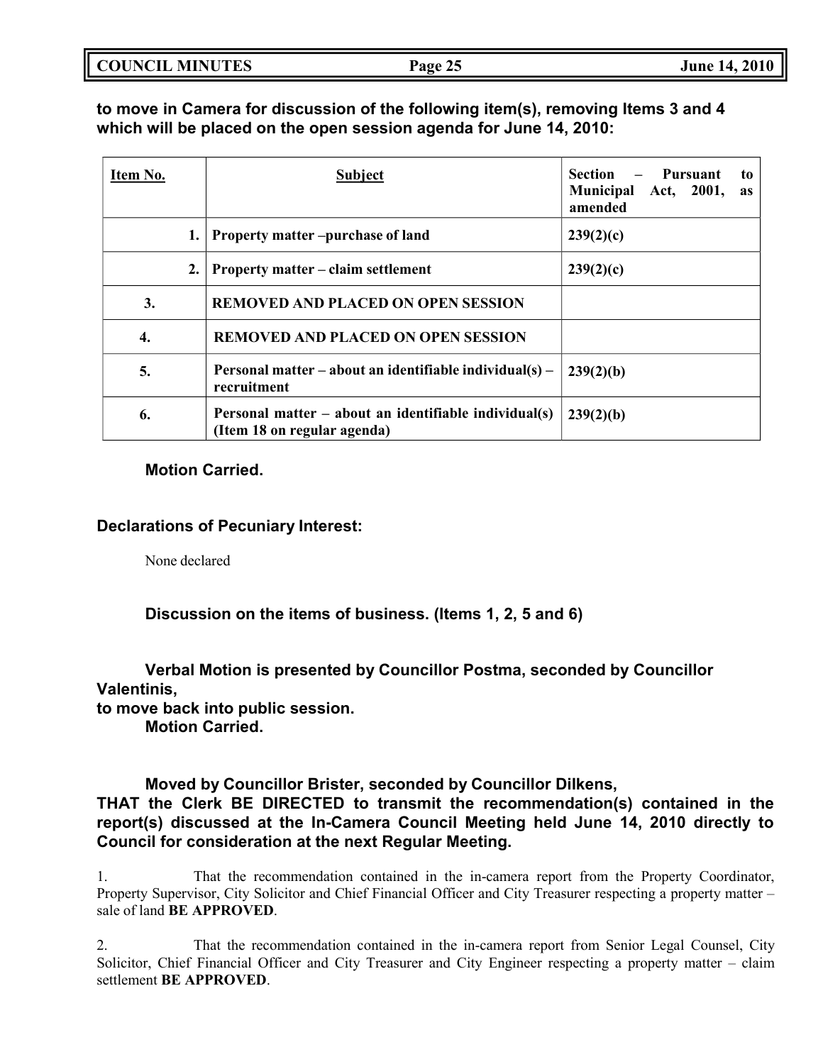**to move in Camera for discussion of the following item(s), removing Items 3 and 4 which will be placed on the open session agenda for June 14, 2010:**

| Item No. | Subject | Section – Pursuant to Municipal Act, 2001, as amended |
|---|---|---|
| 1. | **Property matter –purchase of land** | **239(2)(c)** |
| 2. | **Property matter – claim settlement** | **239(2)(c)** |
| 3. | **REMOVED AND PLACED ON OPEN SESSION** | |
| 4. | **REMOVED AND PLACED ON OPEN SESSION** | |
| 5. | **Personal matter – about an identifiable individual(s) – recruitment** | **239(2)(b)** |
| 6. | **Personal matter – about an identifiable individual(s) (Item 18 on regular agenda)** | **239(2)(b)** |

**Motion Carried.**

**Declarations of Pecuniary Interest:**

None declared

**Discussion on the items of business. (Items 1, 2, 5 and 6)**

**Verbal Motion is presented by Councillor Postma, seconded by Councillor Valentinis,
to move back into public session.
Motion Carried.**

**Moved by Councillor Brister, seconded by Councillor Dilkens,
THAT the Clerk BE DIRECTED to transmit the recommendation(s) contained in the report(s) discussed at the In-Camera Council Meeting held June 14, 2010 directly to Council for consideration at the next Regular Meeting.**

1. That the recommendation contained in the in-camera report from the Property Coordinator, Property Supervisor, City Solicitor and Chief Financial Officer and City Treasurer respecting a property matter – sale of land **BE APPROVED**.

2. That the recommendation contained in the in-camera report from Senior Legal Counsel, City Solicitor, Chief Financial Officer and City Treasurer and City Engineer respecting a property matter – claim settlement **BE APPROVED**.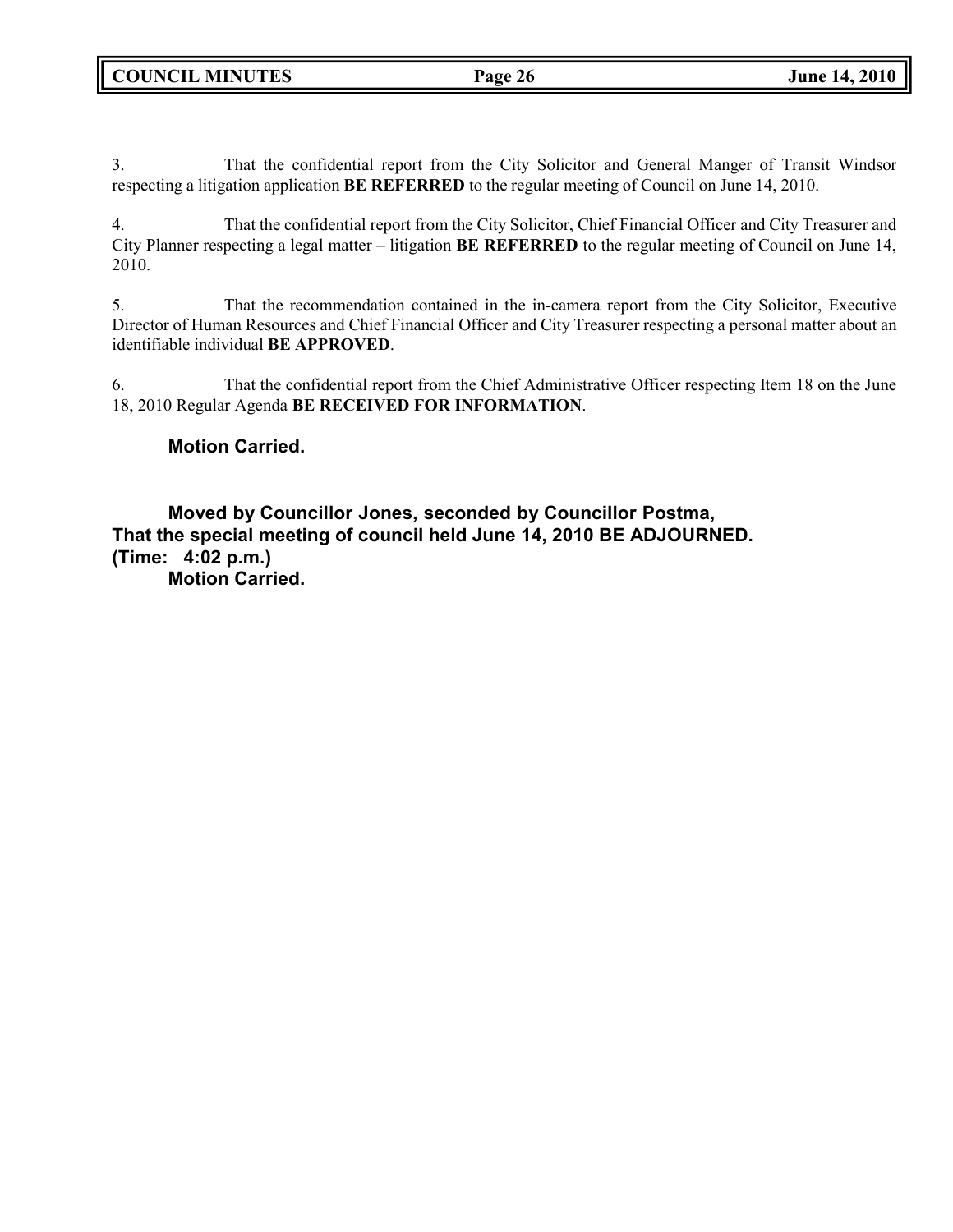3. That the confidential report from the City Solicitor and General Manger of Transit Windsor respecting a litigation application **BE REFERRED** to the regular meeting of Council on June 14, 2010.

4. That the confidential report from the City Solicitor, Chief Financial Officer and City Treasurer and City Planner respecting a legal matter – litigation **BE REFERRED** to the regular meeting of Council on June 14, 2010.

5. That the recommendation contained in the in-camera report from the City Solicitor, Executive Director of Human Resources and Chief Financial Officer and City Treasurer respecting a personal matter about an identifiable individual **BE APPROVED**.

6. That the confidential report from the Chief Administrative Officer respecting Item 18 on the June 18, 2010 Regular Agenda **BE RECEIVED FOR INFORMATION**.

**Motion Carried.**

**Moved by Councillor Jones, seconded by Councillor Postma,**
**That the special meeting of council held June 14, 2010 BE ADJOURNED.**
**(Time: 4:02 p.m.)**
**Motion Carried.**